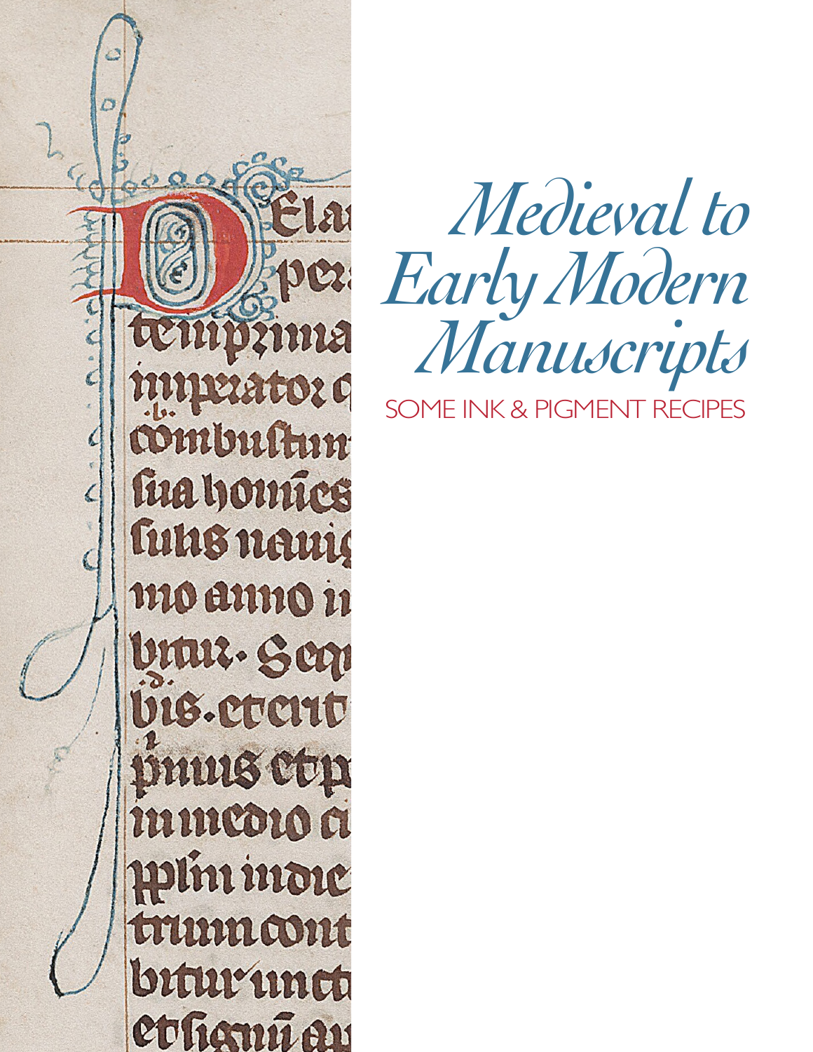# *Medieval to Early Modern Manuscripts*

## SOME INK & PIGMENT RECIPES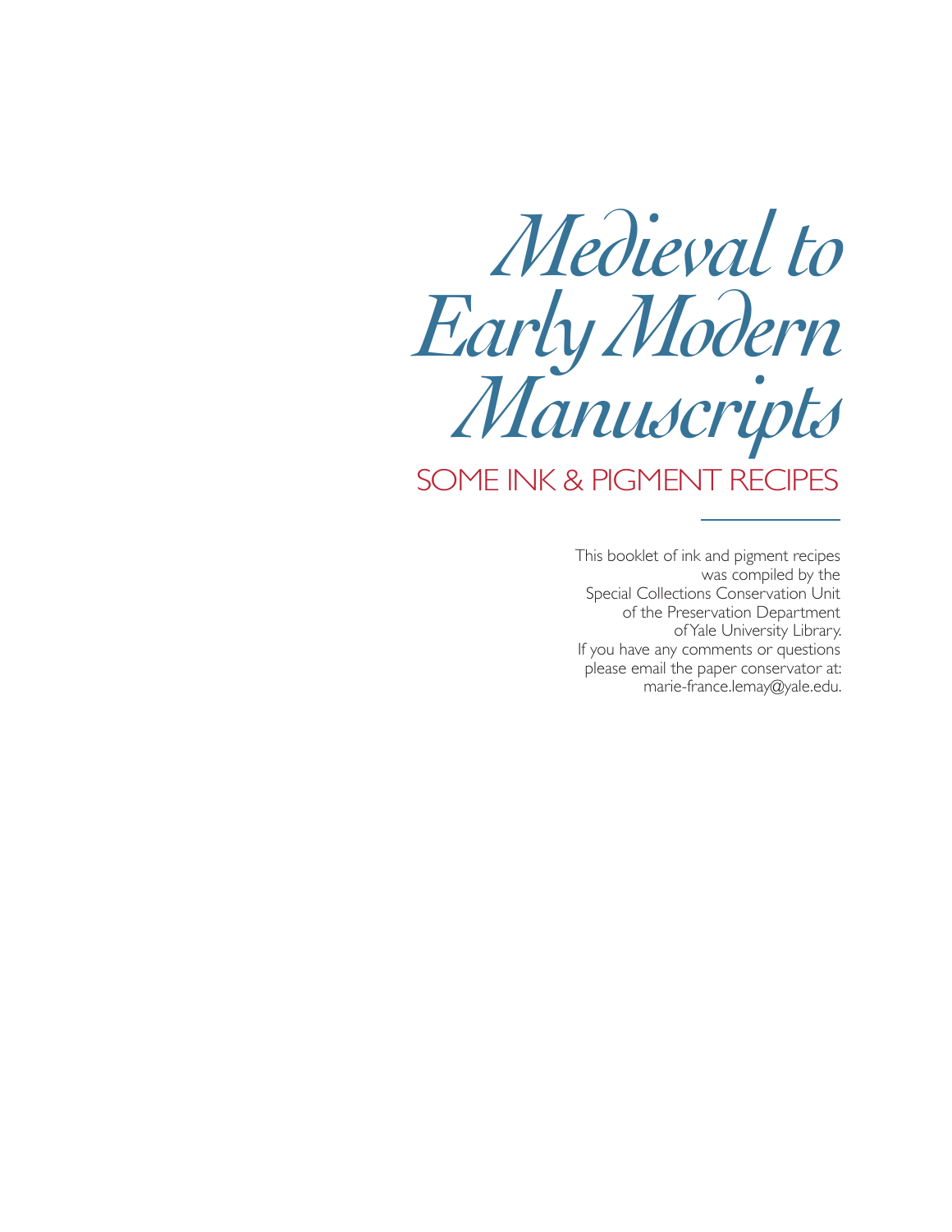# *Medieval to Early Modern Manuscripts*

## SOME INK & PIGMENT RECIPES

---

This booklet of ink and pigment recipes was compiled by the Special Collections Conservation Unit of the Preservation Department of Yale University Library. If you have any comments or questions please email the paper conservator at: marie-france.lemay@yale.edu.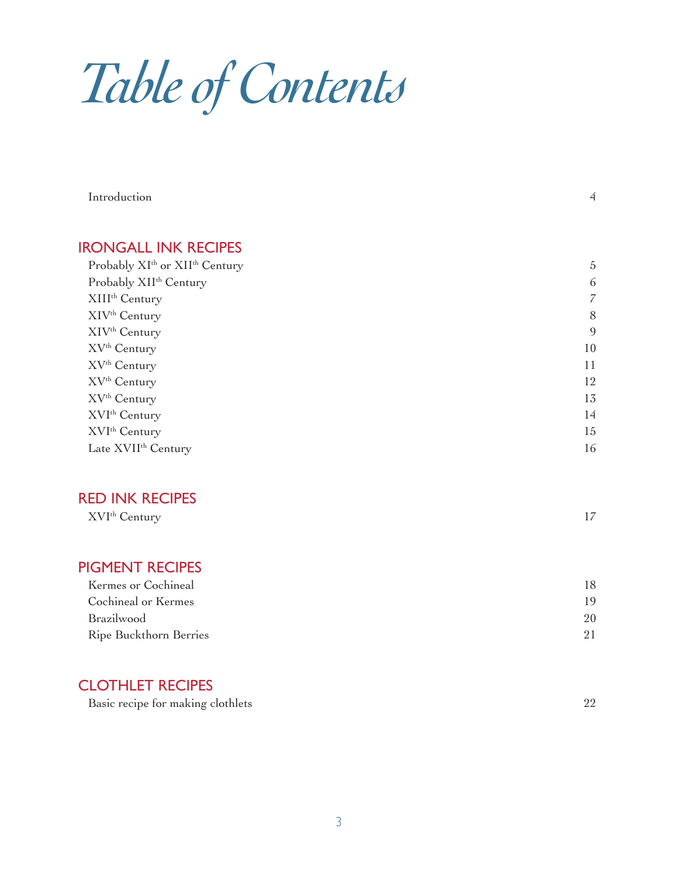# Table of Contents

| | |
|---|---|
| Introduction | 4 |

## IRONGALL INK RECIPES

| | |
|---|---|
| Probably XI[th] or XII[th] Century | 5 |
| Probably XII[th] Century | 6 |
| XIII[th] Century | 7 |
| XIV[th] Century | 8 |
| XIV[th] Century | 9 |
| XV[th] Century | 10 |
| XV[th] Century | 11 |
| XV[th] Century | 12 |
| XV[th] Century | 13 |
| XVI[th] Century | 14 |
| XVI[th] Century | 15 |
| Late XVII[th] Century | 16 |

## RED INK RECIPES

| | |
|---|---|
| XVI[th] Century | 17 |

## PIGMENT RECIPES

| | |
|---|---|
| Kermes or Cochineal | 18 |
| Cochineal or Kermes | 19 |
| Brazilwood | 20 |
| Ripe Buckthorn Berries | 21 |

## CLOTHLET RECIPES

| | |
|---|---|
| Basic recipe for making clothlets | 22 |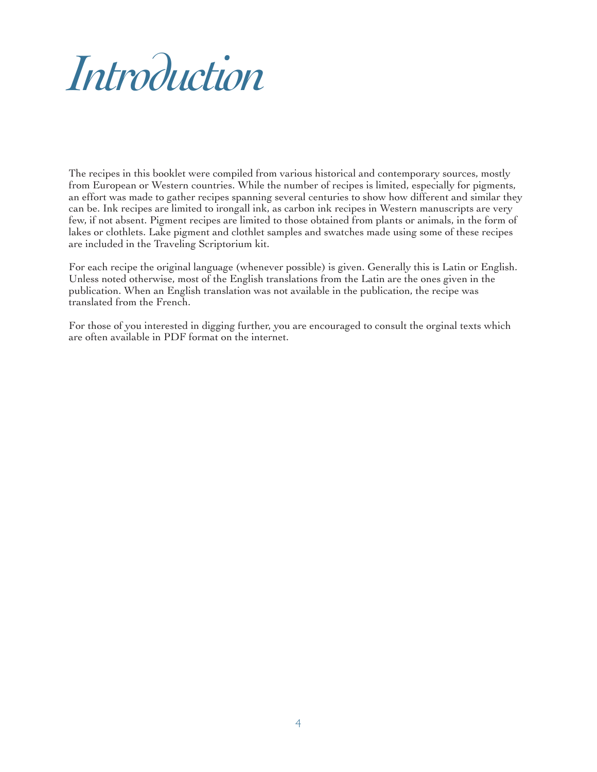# Introduction

The recipes in this booklet were compiled from various historical and contemporary sources, mostly from European or Western countries. While the number of recipes is limited, especially for pigments, an effort was made to gather recipes spanning several centuries to show how different and similar they can be. Ink recipes are limited to irongall ink, as carbon ink recipes in Western manuscripts are very few, if not absent. Pigment recipes are limited to those obtained from plants or animals, in the form of lakes or clothlets. Lake pigment and clothlet samples and swatches made using some of these recipes are included in the Traveling Scriptorium kit.

For each recipe the original language (whenever possible) is given. Generally this is Latin or English. Unless noted otherwise, most of the English translations from the Latin are the ones given in the publication. When an English translation was not available in the publication, the recipe was translated from the French.

For those of you interested in digging further, you are encouraged to consult the orginal texts which are often available in PDF format on the internet.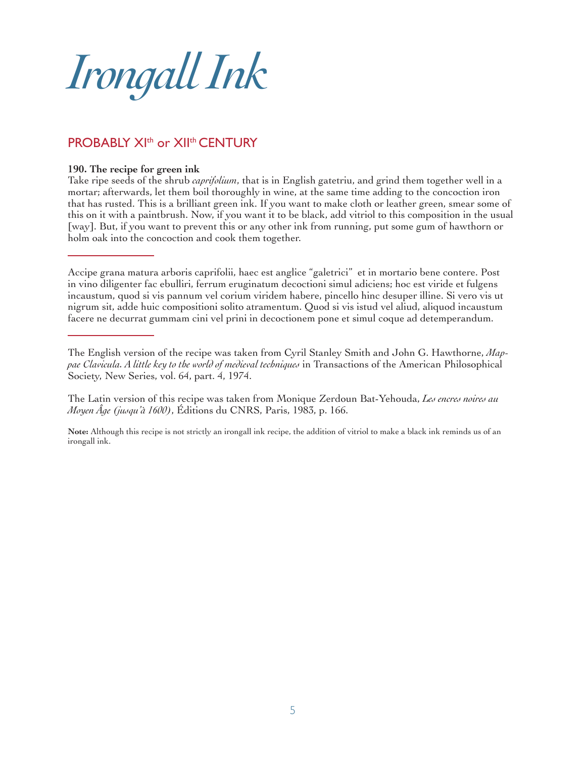# *Irongall Ink*

## PROBABLY XI[th] or XII[th] CENTURY

**190. The recipe for green ink**
Take ripe seeds of the shrub *caprifolium*, that is in English gatetriu, and grind them together well in a mortar; afterwards, let them boil thoroughly in wine, at the same time adding to the concoction iron that has rusted. This is a brilliant green ink. If you want to make cloth or leather green, smear some of this on it with a paintbrush. Now, if you want it to be black, add vitriol to this composition in the usual [way]. But, if you want to prevent this or any other ink from running, put some gum of hawthorn or holm oak into the concoction and cook them together.

---

Accipe grana matura arboris caprifolii, haec est anglice "galetrici" et in mortario bene contere. Post in vino diligenter fac ebulliri, ferrum eruginatum decoctioni simul adiciens; hoc est viride et fulgens incaustum, quod si vis pannum vel corium viridem habere, pincello hinc desuper illine. Si vero vis ut nigrum sit, adde huic compositioni solito atramentum. Quod si vis istud vel aliud, aliquod incaustum facere ne decurrat gummam cini vel prini in decoctionem pone et simul coque ad detemperandum.

---

The English version of the recipe was taken from Cyril Stanley Smith and John G. Hawthorne, *Mappae Clavicula. A little key to the world of medieval techniques* in Transactions of the American Philosophical Society, New Series, vol. 64, part. 4, 1974.

The Latin version of this recipe was taken from Monique Zerdoun Bat-Yehouda, *Les encres noires au Moyen Âge (jusqu'à 1600)*, Éditions du CNRS, Paris, 1983, p. 166.

**Note:** Although this recipe is not strictly an irongall ink recipe, the addition of vitriol to make a black ink reminds us of an irongall ink.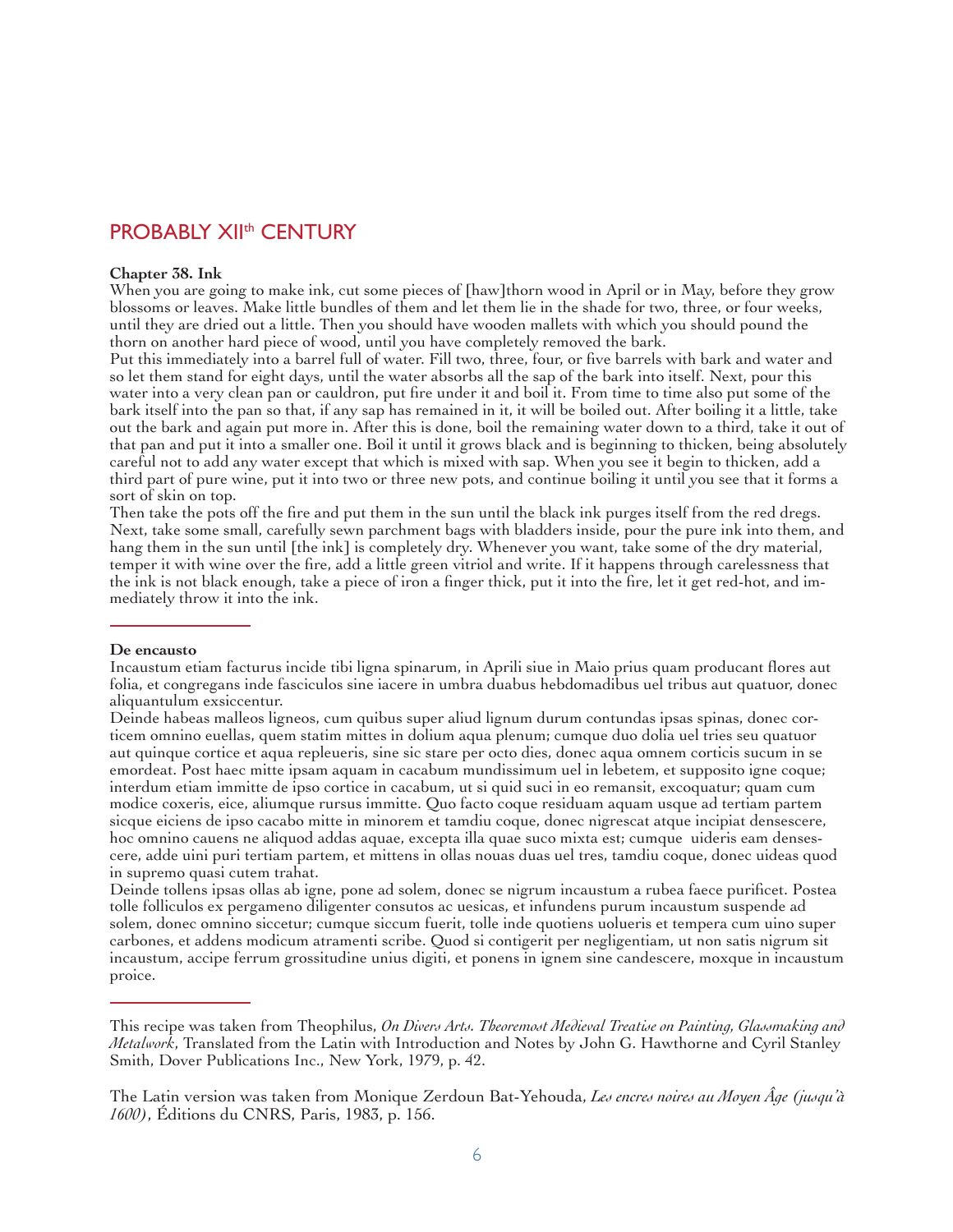## PROBABLY XII$^{th}$ CENTURY

**Chapter 38. Ink**

When you are going to make ink, cut some pieces of [haw]thorn wood in April or in May, before they grow blossoms or leaves. Make little bundles of them and let them lie in the shade for two, three, or four weeks, until they are dried out a little. Then you should have wooden mallets with which you should pound the thorn on another hard piece of wood, until you have completely removed the bark.

Put this immediately into a barrel full of water. Fill two, three, four, or five barrels with bark and water and so let them stand for eight days, until the water absorbs all the sap of the bark into itself. Next, pour this water into a very clean pan or cauldron, put fire under it and boil it. From time to time also put some of the bark itself into the pan so that, if any sap has remained in it, it will be boiled out. After boiling it a little, take out the bark and again put more in. After this is done, boil the remaining water down to a third, take it out of that pan and put it into a smaller one. Boil it until it grows black and is beginning to thicken, being absolutely careful not to add any water except that which is mixed with sap. When you see it begin to thicken, add a third part of pure wine, put it into two or three new pots, and continue boiling it until you see that it forms a sort of skin on top.

Then take the pots off the fire and put them in the sun until the black ink purges itself from the red dregs. Next, take some small, carefully sewn parchment bags with bladders inside, pour the pure ink into them, and hang them in the sun until [the ink] is completely dry. Whenever you want, take some of the dry material, temper it with wine over the fire, add a little green vitriol and write. If it happens through carelessness that the ink is not black enough, take a piece of iron a finger thick, put it into the fire, let it get red-hot, and immediately throw it into the ink.

---

**De encausto**

Incaustum etiam facturus incide tibi ligna spinarum, in Aprili siue in Maio prius quam producant flores aut folia, et congregans inde fasciculos sine iacere in umbra duabus hebdomadibus uel tribus aut quatuor, donec aliquantulum exsiccentur.

Deinde habeas malleos ligneos, cum quibus super aliud lignum durum contundas ipsas spinas, donec corticem omnino euellas, quem statim mittes in dolium aqua plenum; cumque duo dolia uel tries seu quatuor aut quinque cortice et aqua repleueris, sine sic stare per octo dies, donec aqua omnem corticis sucum in se emordeat. Post haec mitte ipsam aquam in cacabum mundissimum uel in lebetem, et supposito igne coque; interdum etiam immitte de ipso cortice in cacabum, ut si quid suci in eo remansit, excoquatur; quam cum modice coxeris, eice, aliumque rursus immitte. Quo facto coque residuam aquam usque ad tertiam partem sicque eiciens de ipso cacabo mitte in minorem et tamdiu coque, donec nigrescat atque incipiat densescere, hoc omnino cauens ne aliquod addas aquae, excepta illa quae suco mixta est; cumque uideris eam densescere, adde uini puri tertiam partem, et mittens in ollas nouas duas uel tres, tamdiu coque, donec uideas quod in supremo quasi cutem trahat.

Deinde tollens ipsas ollas ab igne, pone ad solem, donec se nigrum incaustum a rubea faece purificet. Postea tolle folliculos ex pergameno diligenter consutos ac uesicas, et infundens purum incaustum suspende ad solem, donec omnino siccetur; cumque siccum fuerit, tolle inde quotiens uolueris et tempera cum uino super carbones, et addens modicum atramenti scribe. Quod si contigerit per negligentiam, ut non satis nigrum sit incaustum, accipe ferrum grossitudine unius digiti, et ponens in ignem sine candescere, moxque in incaustum proice.

---

This recipe was taken from Theophilus, *On Divers Arts. Theoremost Medieval Treatise on Painting, Glassmaking and Metalwork*, Translated from the Latin with Introduction and Notes by John G. Hawthorne and Cyril Stanley Smith, Dover Publications Inc., New York, 1979, p. 42.

The Latin version was taken from Monique Zerdoun Bat-Yehouda, *Les encres noires au Moyen Âge (jusqu'à 1600)*, Éditions du CNRS, Paris, 1983, p. 156.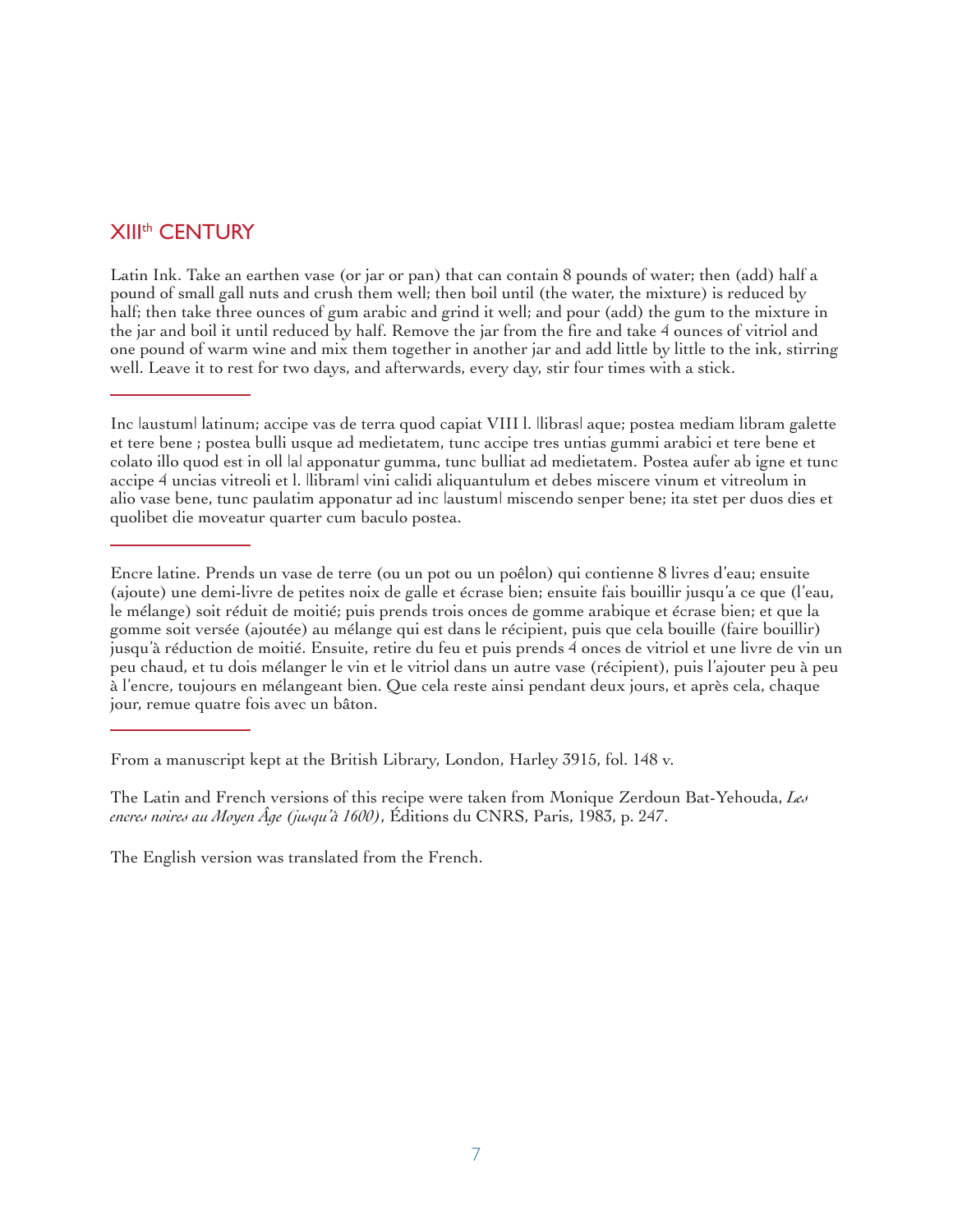## XIII[th] CENTURY

Latin Ink. Take an earthen vase (or jar or pan) that can contain 8 pounds of water; then (add) half a pound of small gall nuts and crush them well; then boil until (the water, the mixture) is reduced by half; then take three ounces of gum arabic and grind it well; and pour (add) the gum to the mixture in the jar and boil it until reduced by half. Remove the jar from the fire and take 4 ounces of vitriol and one pound of warm wine and mix them together in another jar and add little by little to the ink, stirring well. Leave it to rest for two days, and afterwards, every day, stir four times with a stick.

---

Inc |austum| latinum; accipe vas de terra quod capiat VIII l. |libras| aque; postea mediam libram galette et tere bene ; postea bulli usque ad medietatem, tunc accipe tres untias gummi arabici et tere bene et colato illo quod est in oll |a| apponatur gumma, tunc bulliat ad medietatem. Postea aufer ab igne et tunc accipe 4 uncias vitreoli et l. |libram| vini calidi aliquantulum et debes miscere vinum et vitreolum in alio vase bene, tunc paulatim apponatur ad inc |austum| miscendo senper bene; ita stet per duos dies et quolibet die moveatur quarter cum baculo postea.

---

Encre latine. Prends un vase de terre (ou un pot ou un poêlon) qui contienne 8 livres d'eau; ensuite (ajoute) une demi-livre de petites noix de galle et écrase bien; ensuite fais bouillir jusqu'a ce que (l'eau, le mélange) soit réduit de moitié; puis prends trois onces de gomme arabique et écrase bien; et que la gomme soit versée (ajoutée) au mélange qui est dans le récipient, puis que cela bouille (faire bouillir) jusqu'à réduction de moitié. Ensuite, retire du feu et puis prends 4 onces de vitriol et une livre de vin un peu chaud, et tu dois mélanger le vin et le vitriol dans un autre vase (récipient), puis l'ajouter peu à peu à l'encre, toujours en mélangeant bien. Que cela reste ainsi pendant deux jours, et après cela, chaque jour, remue quatre fois avec un bâton.

---

From a manuscript kept at the British Library, London, Harley 3915, fol. 148 v.

The Latin and French versions of this recipe were taken from Monique Zerdoun Bat-Yehouda, *Les encres noires au Moyen Âge (jusqu'à 1600)*, Éditions du CNRS, Paris, 1983, p. 247.

The English version was translated from the French.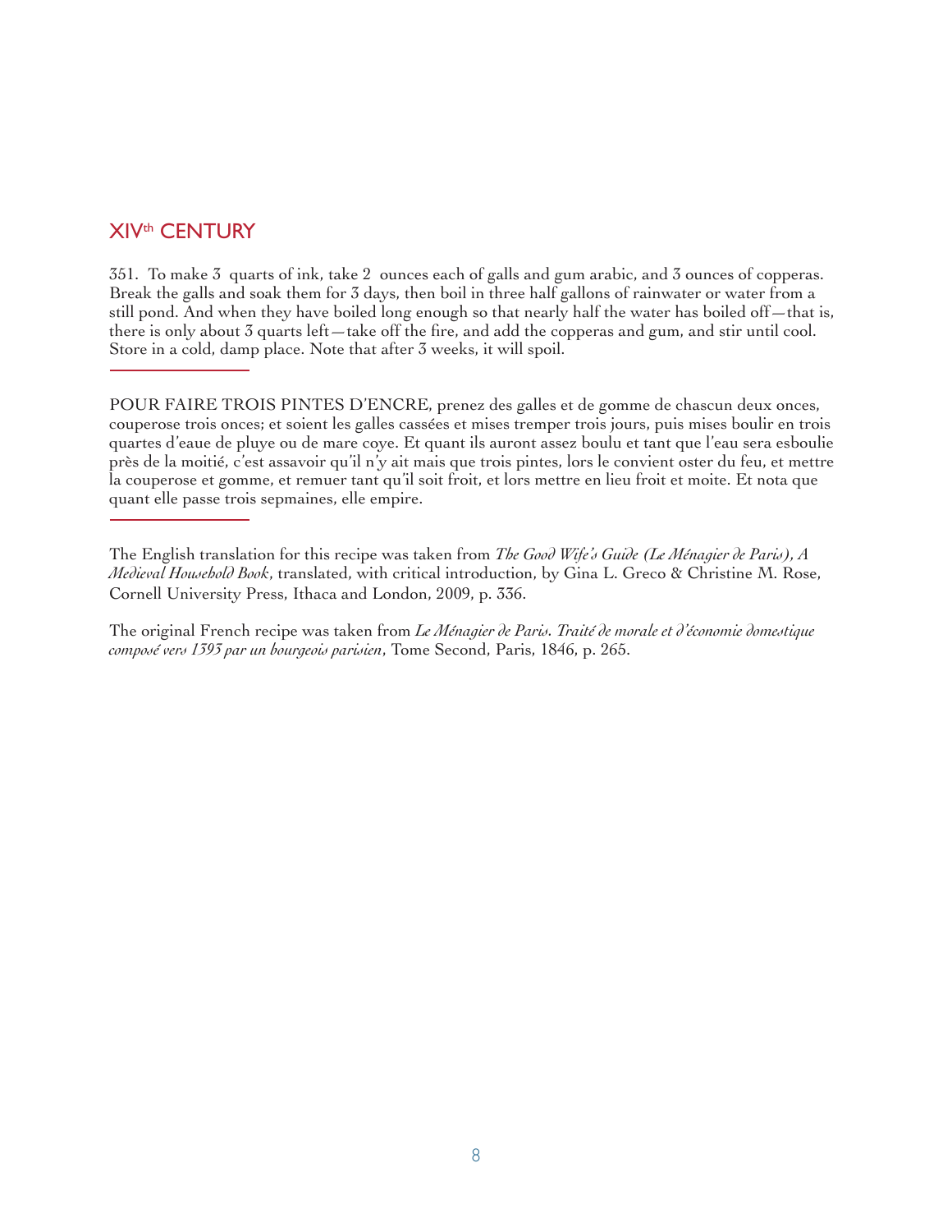## XIV^th CENTURY

351. To make 3 quarts of ink, take 2 ounces each of galls and gum arabic, and 3 ounces of copperas. Break the galls and soak them for 3 days, then boil in three half gallons of rainwater or water from a still pond. And when they have boiled long enough so that nearly half the water has boiled off—that is, there is only about 3 quarts left—take off the fire, and add the copperas and gum, and stir until cool. Store in a cold, damp place. Note that after 3 weeks, it will spoil.

---

POUR FAIRE TROIS PINTES D'ENCRE, prenez des galles et de gomme de chascun deux onces, couperose trois onces; et soient les galles cassées et mises tremper trois jours, puis mises boulir en trois quartes d'eaue de pluye ou de mare coye. Et quant ils auront assez boulu et tant que l'eau sera esboulie près de la moitié, c'est assavoir qu'il n'y ait mais que trois pintes, lors le convient oster du feu, et mettre la couperose et gomme, et remuer tant qu'il soit froit, et lors mettre en lieu froit et moite. Et nota que quant elle passe trois sepmaines, elle empire.

---

The English translation for this recipe was taken from *The Good Wife's Guide (Le Ménagier de Paris), A Medieval Household Book*, translated, with critical introduction, by Gina L. Greco & Christine M. Rose, Cornell University Press, Ithaca and London, 2009, p. 336.

The original French recipe was taken from *Le Ménagier de Paris. Traité de morale et d'économie domestique composé vers 1393 par un bourgeois parisien*, Tome Second, Paris, 1846, p. 265.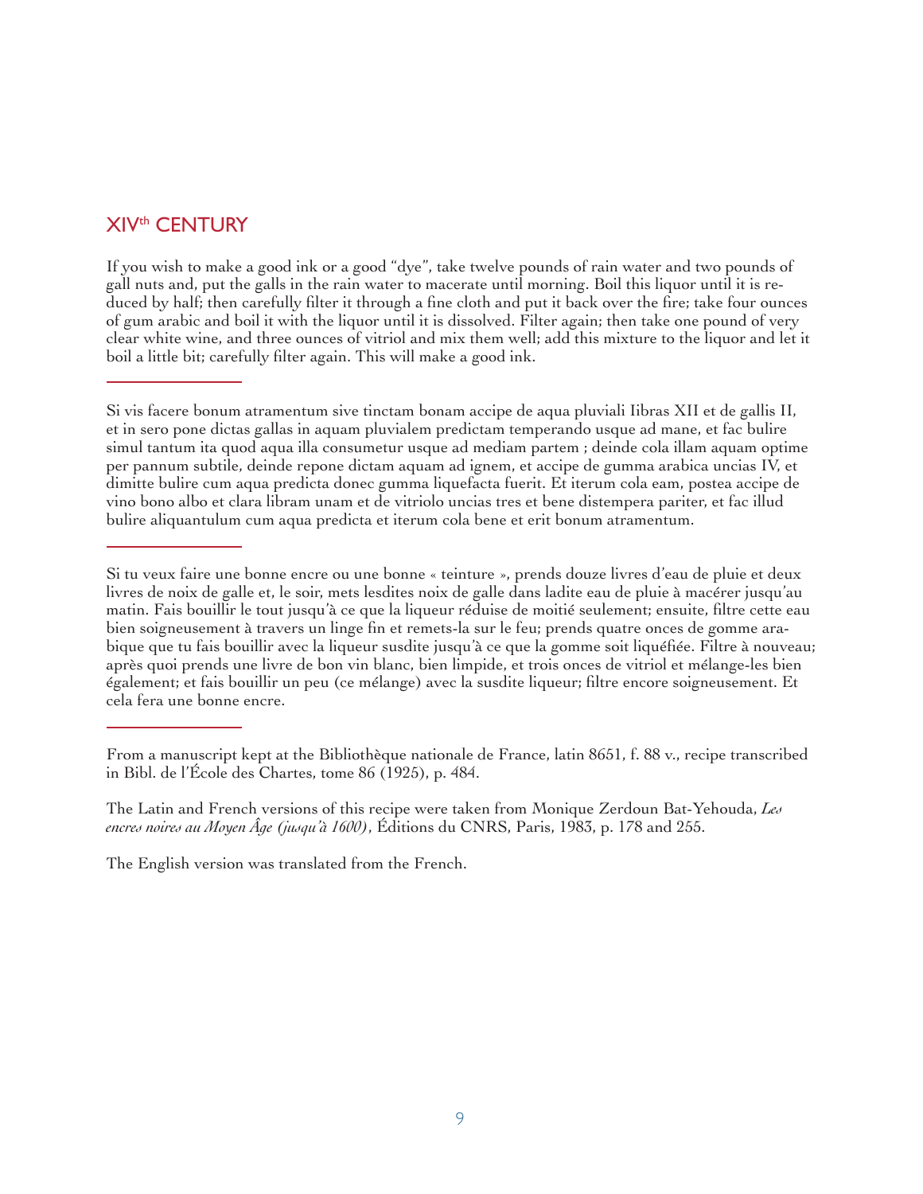## XIV$^{th}$ CENTURY

If you wish to make a good ink or a good "dye", take twelve pounds of rain water and two pounds of gall nuts and, put the galls in the rain water to macerate until morning. Boil this liquor until it is reduced by half; then carefully filter it through a fine cloth and put it back over the fire; take four ounces of gum arabic and boil it with the liquor until it is dissolved. Filter again; then take one pound of very clear white wine, and three ounces of vitriol and mix them well; add this mixture to the liquor and let it boil a little bit; carefully filter again. This will make a good ink.

---

Si vis facere bonum atramentum sive tinctam bonam accipe de aqua pluviali Iibras XII et de gallis II, et in sero pone dictas gallas in aquam pluvialem predictam temperando usque ad mane, et fac bulire simul tantum ita quod aqua illa consumetur usque ad mediam partem ; deinde cola illam aquam optime per pannum subtile, deinde repone dictam aquam ad ignem, et accipe de gumma arabica uncias IV, et dimitte bulire cum aqua predicta donec gumma liquefacta fuerit. Et iterum cola eam, postea accipe de vino bono albo et clara libram unam et de vitriolo uncias tres et bene distempera pariter, et fac illud bulire aliquantulum cum aqua predicta et iterum cola bene et erit bonum atramentum.

---

Si tu veux faire une bonne encre ou une bonne « teinture », prends douze livres d'eau de pluie et deux livres de noix de galle et, le soir, mets lesdites noix de galle dans ladite eau de pluie à macérer jusqu'au matin. Fais bouillir le tout jusqu'à ce que la liqueur réduise de moitié seulement; ensuite, filtre cette eau bien soigneusement à travers un linge fin et remets-la sur le feu; prends quatre onces de gomme arabique que tu fais bouillir avec la liqueur susdite jusqu'à ce que la gomme soit liquéfiée. Filtre à nouveau; après quoi prends une livre de bon vin blanc, bien limpide, et trois onces de vitriol et mélange-les bien également; et fais bouillir un peu (ce mélange) avec la susdite liqueur; filtre encore soigneusement. Et cela fera une bonne encre.

---

From a manuscript kept at the Bibliothèque nationale de France, latin 8651, f. 88 v., recipe transcribed in Bibl. de l'École des Chartes, tome 86 (1925), p. 484.

The Latin and French versions of this recipe were taken from Monique Zerdoun Bat-Yehouda, *Les encres noires au Moyen Âge (jusqu'à 1600)*, Éditions du CNRS, Paris, 1983, p. 178 and 255.

The English version was translated from the French.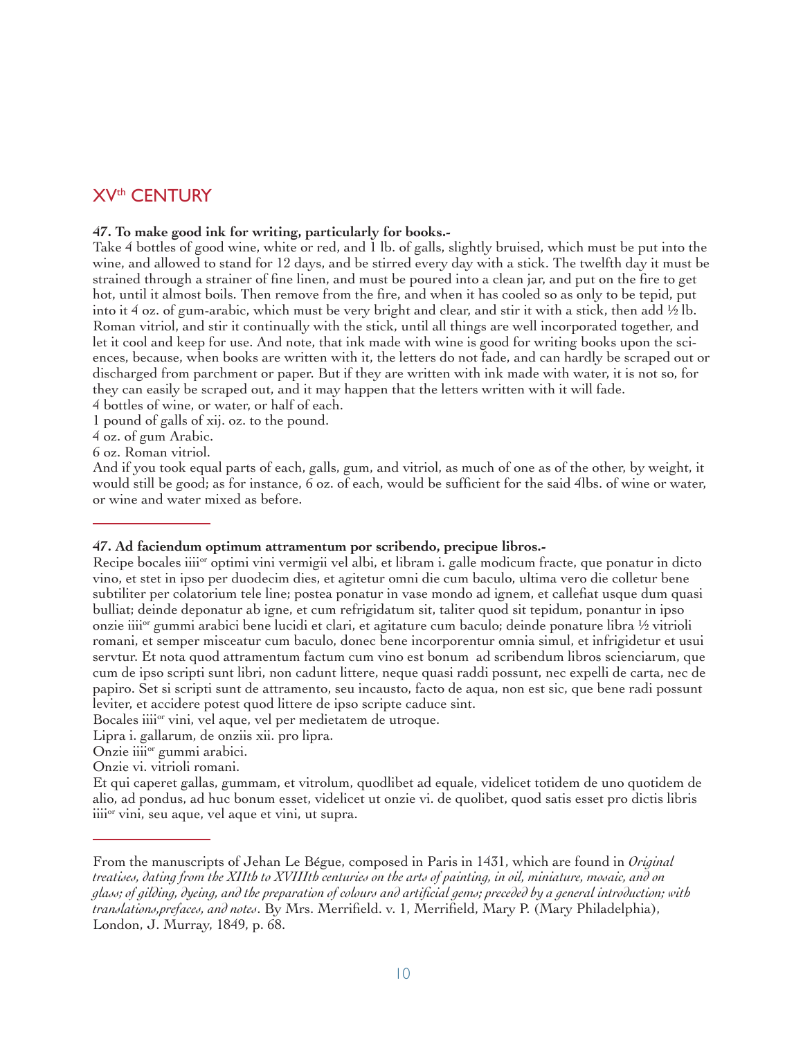## XV^th^ CENTURY

**47. To make good ink for writing, particularly for books.-**

Take 4 bottles of good wine, white or red, and 1 lb. of galls, slightly bruised, which must be put into the wine, and allowed to stand for 12 days, and be stirred every day with a stick. The twelfth day it must be strained through a strainer of fine linen, and must be poured into a clean jar, and put on the fire to get hot, until it almost boils. Then remove from the fire, and when it has cooled so as only to be tepid, put into it 4 oz. of gum-arabic, which must be very bright and clear, and stir it with a stick, then add ½ lb. Roman vitriol, and stir it continually with the stick, until all things are well incorporated together, and let it cool and keep for use. And note, that ink made with wine is good for writing books upon the sciences, because, when books are written with it, the letters do not fade, and can hardly be scraped out or discharged from parchment or paper. But if they are written with ink made with water, it is not so, for they can easily be scraped out, and it may happen that the letters written with it will fade.

4 bottles of wine, or water, or half of each.

1 pound of galls of xij. oz. to the pound.

4 oz. of gum Arabic.

6 oz. Roman vitriol.

And if you took equal parts of each, galls, gum, and vitriol, as much of one as of the other, by weight, it would still be good; as for instance, 6 oz. of each, would be sufficient for the said 4lbs. of wine or water, or wine and water mixed as before.

---

**47. Ad faciendum optimum attramentum por scribendo, precipue libros.-**

Recipe bocales iiii^or^ optimi vini vermigii vel albi, et libram i. galle modicum fracte, que ponatur in dicto vino, et stet in ipso per duodecim dies, et agitetur omni die cum baculo, ultima vero die colletur bene subtiliter per colatorium tele line; postea ponatur in vase mondo ad ignem, et callefiat usque dum quasi bulliat; deinde deponatur ab igne, et cum refrigidatum sit, taliter quod sit tepidum, ponantur in ipso onzie iiii^or^ gummi arabici bene lucidi et clari, et agitature cum baculo; deinde ponature libra ½ vitrioli romani, et semper misceatur cum baculo, donec bene incorporentur omnia simul, et infrigidetur et usui servtur. Et nota quod attramentum factum cum vino est bonum ad scribendum libros scienciarum, que cum de ipso scripti sunt libri, non cadunt littere, neque quasi raddi possunt, nec expelli de carta, nec de papiro. Set si scripti sunt de attramento, seu incausto, facto de aqua, non est sic, que bene radi possunt leviter, et accidere potest quod littere de ipso scripte caduce sint.

Bocales iiii^or^ vini, vel aque, vel per medietatem de utroque.

Lipra i. gallarum, de onziis xii. pro lipra.

Onzie iiii^or^ gummi arabici.

Onzie vi. vitrioli romani.

Et qui caperet gallas, gummam, et vitrolum, quodlibet ad equale, videlicet totidem de uno quotidem de alio, ad pondus, ad huc bonum esset, videlicet ut onzie vi. de quolibet, quod satis esset pro dictis libris iiii^or^ vini, seu aque, vel aque et vini, ut supra.

---

From the manuscripts of Jehan Le Bégue, composed in Paris in 1431, which are found in *Original treatises, dating from the XIIth to XVIIIth centuries on the arts of painting, in oil, miniature, mosaic, and on glass; of gilding, dyeing, and the preparation of colours and artificial gems; preceded by a general introduction; with translations,prefaces, and notes*. By Mrs. Merrifield. v. 1, Merrifield, Mary P. (Mary Philadelphia), London, J. Murray, 1849, p. 68.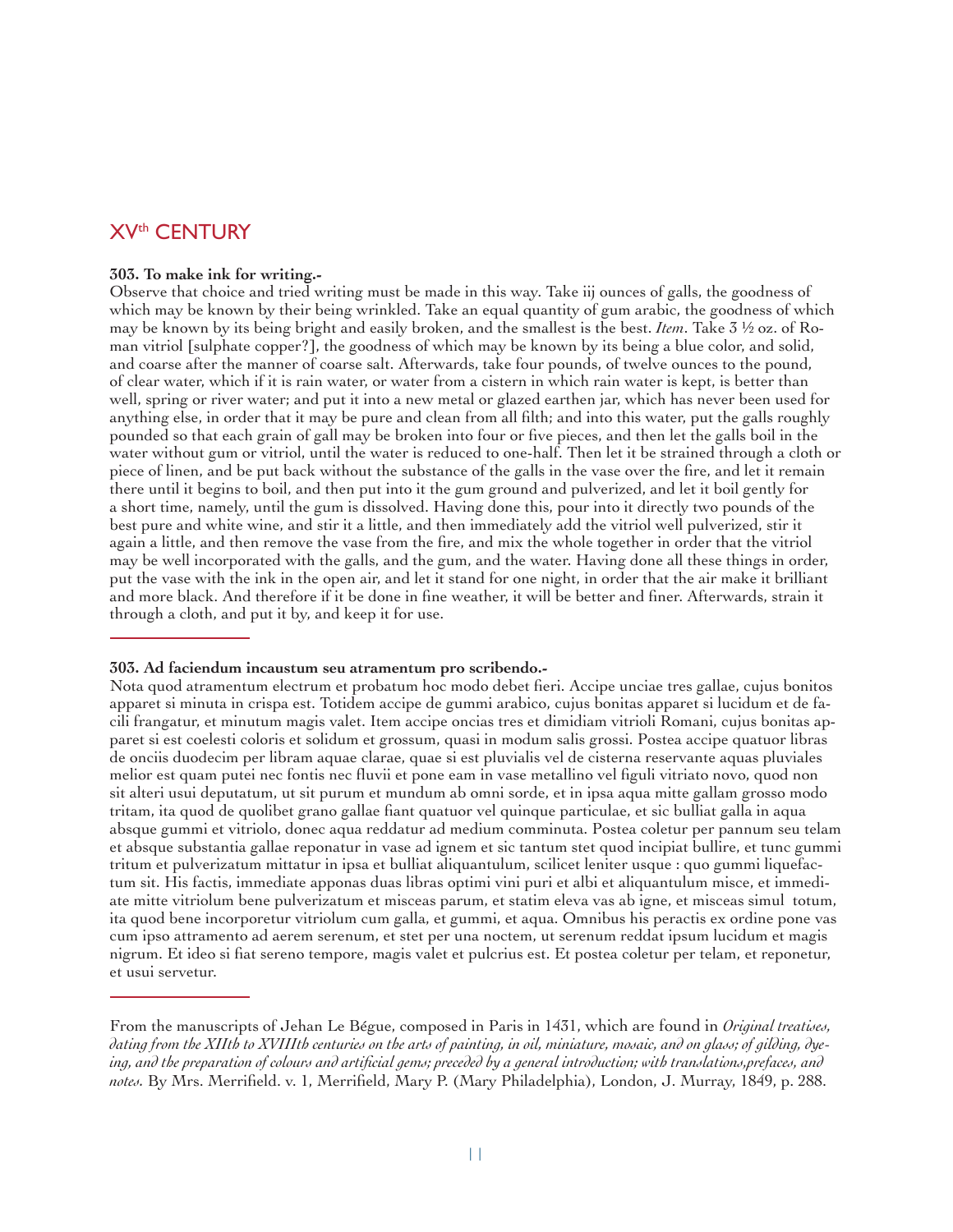# XV$^{th}$ CENTURY

**303. To make ink for writing.-**
Observe that choice and tried writing must be made in this way. Take iij ounces of galls, the goodness of which may be known by their being wrinkled. Take an equal quantity of gum arabic, the goodness of which may be known by its being bright and easily broken, and the smallest is the best. *Item*. Take 3 ½ oz. of Roman vitriol [sulphate copper?], the goodness of which may be known by its being a blue color, and solid, and coarse after the manner of coarse salt. Afterwards, take four pounds, of twelve ounces to the pound, of clear water, which if it is rain water, or water from a cistern in which rain water is kept, is better than well, spring or river water; and put it into a new metal or glazed earthen jar, which has never been used for anything else, in order that it may be pure and clean from all filth; and into this water, put the galls roughly pounded so that each grain of gall may be broken into four or five pieces, and then let the galls boil in the water without gum or vitriol, until the water is reduced to one-half. Then let it be strained through a cloth or piece of linen, and be put back without the substance of the galls in the vase over the fire, and let it remain there until it begins to boil, and then put into it the gum ground and pulverized, and let it boil gently for a short time, namely, until the gum is dissolved. Having done this, pour into it directly two pounds of the best pure and white wine, and stir it a little, and then immediately add the vitriol well pulverized, stir it again a little, and then remove the vase from the fire, and mix the whole together in order that the vitriol may be well incorporated with the galls, and the gum, and the water. Having done all these things in order, put the vase with the ink in the open air, and let it stand for one night, in order that the air make it brilliant and more black. And therefore if it be done in fine weather, it will be better and finer. Afterwards, strain it through a cloth, and put it by, and keep it for use.

---

**303. Ad faciendum incaustum seu atramentum pro scribendo.-**
Nota quod atramentum electrum et probatum hoc modo debet fieri. Accipe unciae tres gallae, cujus bonitos apparet si minuta in crispa est. Totidem accipe de gummi arabico, cujus bonitas apparet si lucidum et de facili frangatur, et minutum magis valet. Item accipe oncias tres et dimidiam vitrioli Romani, cujus bonitas apparet si est coelesti coloris et solidum et grossum, quasi in modum salis grossi. Postea accipe quatuor libras de onciis duodecim per libram aquae clarae, quae si est pluvialis vel de cisterna reservante aquas pluviales melior est quam putei nec fontis nec fluvii et pone eam in vase metallino vel figuli vitriato novo, quod non sit alteri usui deputatum, ut sit purum et mundum ab omni sorde, et in ipsa aqua mitte gallam grosso modo tritam, ita quod de quolibet grano gallae fiant quatuor vel quinque particulae, et sic bulliat galla in aqua absque gummi et vitriolo, donec aqua reddatur ad medium comminuta. Postea coletur per pannum seu telam et absque substantia gallae reponatur in vase ad ignem et sic tantum stet quod incipiat bullire, et tunc gummi tritum et pulverizatum mittatur in ipsa et bulliat aliquantulum, scilicet leniter usque : quo gummi liquefactum sit. His factis, immediate apponas duas libras optimi vini puri et albi et aliquantulum misce, et immediate mitte vitriolum bene pulverizatum et misceas parum, et statim eleva vas ab igne, et misceas simul totum, ita quod bene incorporetur vitriolum cum galla, et gummi, et aqua. Omnibus his peractis ex ordine pone vas cum ipso attramento ad aerem serenum, et stet per una noctem, ut serenum reddat ipsum lucidum et magis nigrum. Et ideo si fiat sereno tempore, magis valet et pulcrius est. Et postea coletur per telam, et reponetur, et usui servetur.

---

From the manuscripts of Jehan Le Bégue, composed in Paris in 1431, which are found in *Original treatises, dating from the XIIth to XVIIIth centuries on the arts of painting, in oil, miniature, mosaic, and on glass; of gilding, dyeing, and the preparation of colours and artificial gems; preceded by a general introduction; with translations,prefaces, and notes*. By Mrs. Merrifield. v. 1, Merrifield, Mary P. (Mary Philadelphia), London, J. Murray, 1849, p. 288.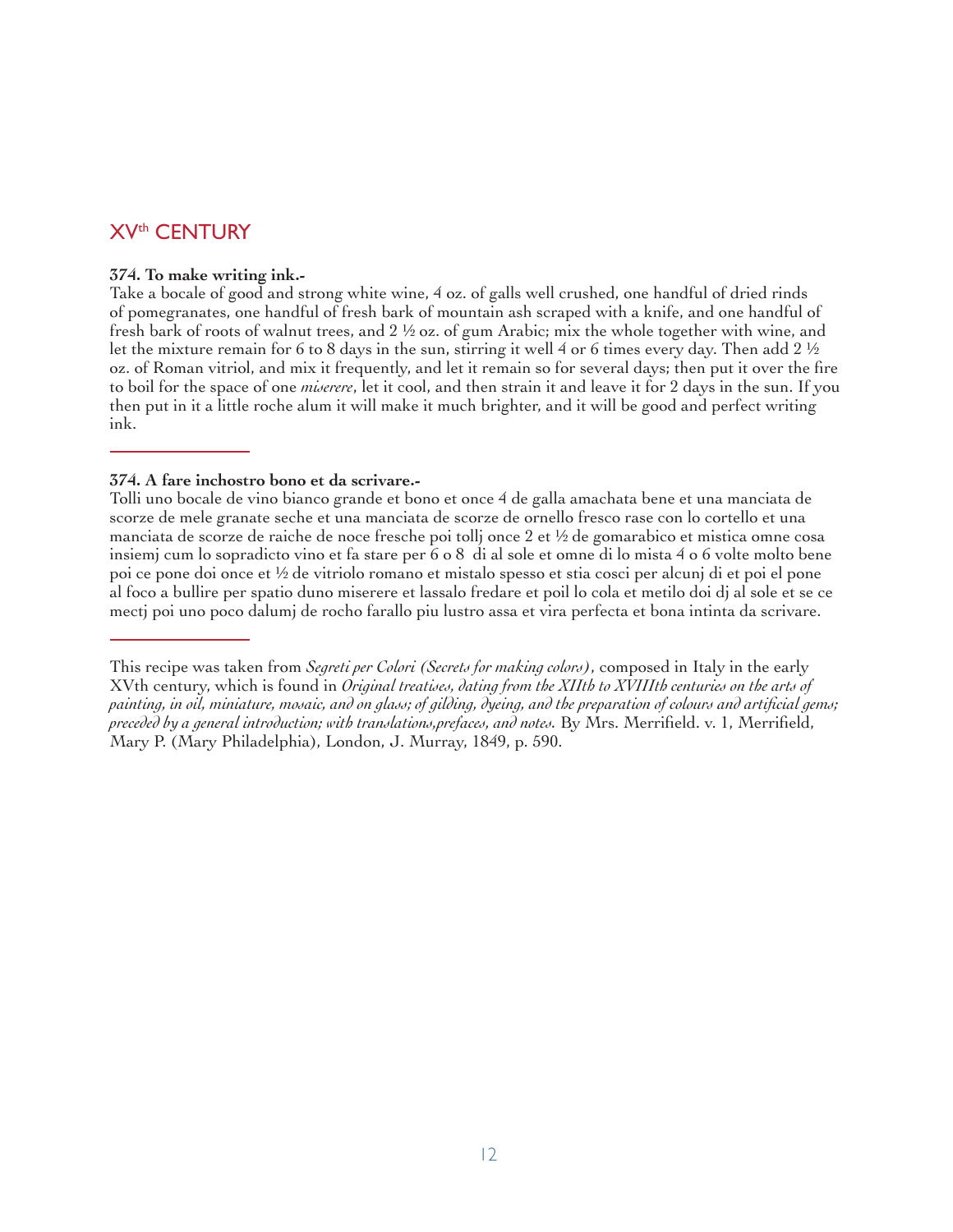## XV^th CENTURY

**374. To make writing ink.-**

Take a bocale of good and strong white wine, 4 oz. of galls well crushed, one handful of dried rinds of pomegranates, one handful of fresh bark of mountain ash scraped with a knife, and one handful of fresh bark of roots of walnut trees, and 2 ½ oz. of gum Arabic; mix the whole together with wine, and let the mixture remain for 6 to 8 days in the sun, stirring it well 4 or 6 times every day. Then add 2 ½ oz. of Roman vitriol, and mix it frequently, and let it remain so for several days; then put it over the fire to boil for the space of one *miserere*, let it cool, and then strain it and leave it for 2 days in the sun. If you then put in it a little roche alum it will make it much brighter, and it will be good and perfect writing ink.

---

**374. A fare inchostro bono et da scrivare.-**

Tolli uno bocale de vino bianco grande et bono et once 4 de galla amachata bene et una manciata de scorze de mele granate seche et una manciata de scorze de ornello fresco rase con lo cortello et una manciata de scorze de raiche de noce fresche poi tollj once 2 et ½ de gomarabico et mistica omne cosa insiemj cum lo sopradicto vino et fa stare per 6 o 8 di al sole et omne di lo mista 4 o 6 volte molto bene poi ce pone doi once et ½ de vitriolo romano et mistalo spesso et stia cosci per alcunj di et poi el pone al foco a bullire per spatio duno miserere et lassalo fredare et poil lo cola et metilo doi dj al sole et se ce mectj poi uno poco dalumj de rocho farallo piu lustro assa et vira perfecta et bona intinta da scrivare.

---

This recipe was taken from *Segreti per Colori (Secrets for making colors)*, composed in Italy in the early XVth century, which is found in *Original treatises, dating from the XIIth to XVIIIth centuries on the arts of painting, in oil, miniature, mosaic, and on glass; of gilding, dyeing, and the preparation of colours and artificial gems; preceded by a general introduction; with translations,prefaces, and notes.* By Mrs. Merrifield. v. 1, Merrifield, Mary P. (Mary Philadelphia), London, J. Murray, 1849, p. 590.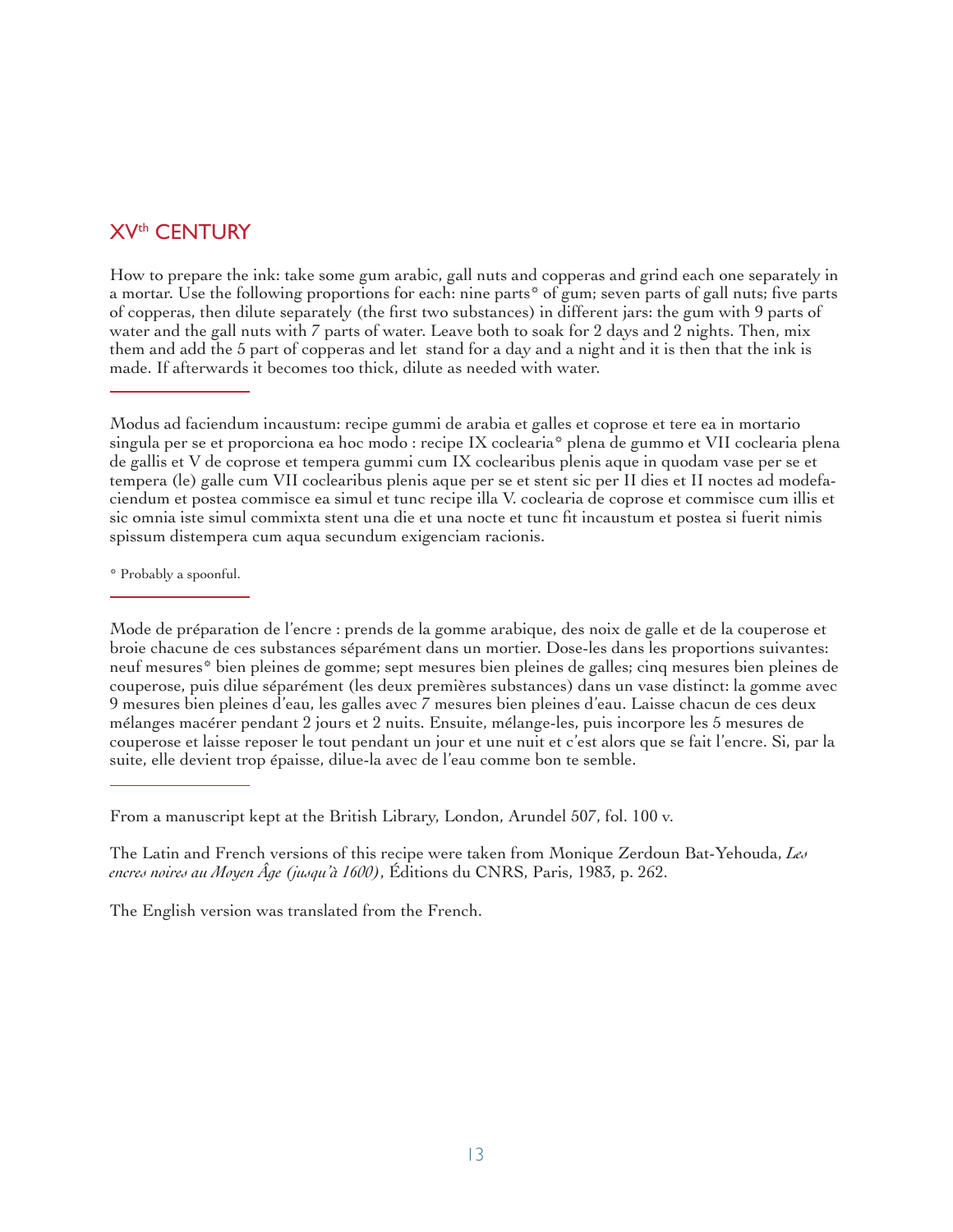## XV[th] CENTURY

How to prepare the ink: take some gum arabic, gall nuts and copperas and grind each one separately in a mortar. Use the following proportions for each: nine parts* of gum; seven parts of gall nuts; five parts of copperas, then dilute separately (the first two substances) in different jars: the gum with 9 parts of water and the gall nuts with 7 parts of water. Leave both to soak for 2 days and 2 nights. Then, mix them and add the 5 part of copperas and let stand for a day and a night and it is then that the ink is made. If afterwards it becomes too thick, dilute as needed with water.

---

Modus ad faciendum incaustum: recipe gummi de arabia et galles et coprose et tere ea in mortario singula per se et proporciona ea hoc modo : recipe IX coclearia* plena de gummo et VII coclearia plena de gallis et V de coprose et tempera gummi cum IX coclearibus plenis aque in quodam vase per se et tempera (le) galle cum VII coclearibus plenis aque per se et stent sic per II dies et II noctes ad modefaciendum et postea commisce ea simul et tunc recipe illa V. coclearia de coprose et commisce cum illis et sic omnia iste simul commixta stent una die et una nocte et tunc fit incaustum et postea si fuerit nimis spissum distempera cum aqua secundum exigenciam racionis.

\* Probably a spoonful.

---

Mode de préparation de l'encre : prends de la gomme arabique, des noix de galle et de la couperose et broie chacune de ces substances séparément dans un mortier. Dose-les dans les proportions suivantes: neuf mesures* bien pleines de gomme; sept mesures bien pleines de galles; cinq mesures bien pleines de couperose, puis dilue séparément (les deux premières substances) dans un vase distinct: la gomme avec 9 mesures bien pleines d'eau, les galles avec 7 mesures bien pleines d'eau. Laisse chacun de ces deux mélanges macérer pendant 2 jours et 2 nuits. Ensuite, mélange-les, puis incorpore les 5 mesures de couperose et laisse reposer le tout pendant un jour et une nuit et c'est alors que se fait l'encre. Si, par la suite, elle devient trop épaisse, dilue-la avec de l'eau comme bon te semble.

---

From a manuscript kept at the British Library, London, Arundel 507, fol. 100 v.

The Latin and French versions of this recipe were taken from Monique Zerdoun Bat-Yehouda, *Les encres noires au Moyen Âge (jusqu'à 1600)*, Éditions du CNRS, Paris, 1983, p. 262.

The English version was translated from the French.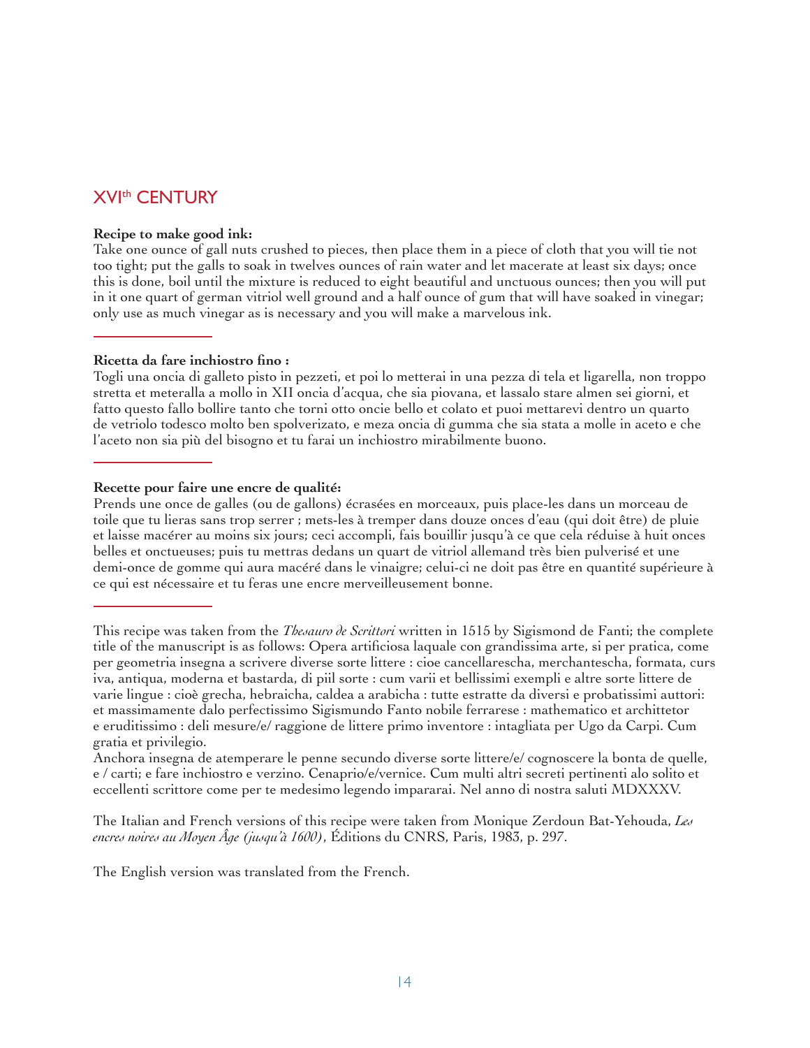## XVI[th] CENTURY

**Recipe to make good ink:**
Take one ounce of gall nuts crushed to pieces, then place them in a piece of cloth that you will tie not too tight; put the galls to soak in twelves ounces of rain water and let macerate at least six days; once this is done, boil until the mixture is reduced to eight beautiful and unctuous ounces; then you will put in it one quart of german vitriol well ground and a half ounce of gum that will have soaked in vinegar; only use as much vinegar as is necessary and you will make a marvelous ink.

---

**Ricetta da fare inchiostro fino :**
Togli una oncia di galleto pisto in pezzeti, et poi lo metterai in una pezza di tela et ligarella, non troppo stretta et meteralla a mollo in XII oncia d'acqua, che sia piovana, et lassalo stare almen sei giorni, et fatto questo fallo bollire tanto che torni otto oncie bello et colato et puoi mettarevi dentro un quarto de vetriolo todesco molto ben spolverizato, e meza oncia di gumma che sia stata a molle in aceto e che l'aceto non sia più del bisogno et tu farai un inchiostro mirabilmente buono.

---

**Recette pour faire une encre de qualité:**
Prends une once de galles (ou de gallons) écrasées en morceaux, puis place-les dans un morceau de toile que tu lieras sans trop serrer ; mets-les à tremper dans douze onces d'eau (qui doit être) de pluie et laisse macérer au moins six jours; ceci accompli, fais bouillir jusqu'à ce que cela réduise à huit onces belles et onctueuses; puis tu mettras dedans un quart de vitriol allemand très bien pulverisé et une demi-once de gomme qui aura macéré dans le vinaigre; celui-ci ne doit pas être en quantité supérieure à ce qui est nécessaire et tu feras une encre merveilleusement bonne.

---

This recipe was taken from the *Thesauro de Scrittori* written in 1515 by Sigismond de Fanti; the complete title of the manuscript is as follows: Opera artificiosa laquale con grandissima arte, si per pratica, come per geometria insegna a scrivere diverse sorte littere : cioe cancellarescha, merchantescha, formata, curs iva, antiqua, moderna et bastarda, di piil sorte : cum varii et bellissimi exempli e altre sorte littere de varie lingue : cioè grecha, hebraicha, caldea a arabicha : tutte estratte da diversi e probatissimi auttori: et massimamente dalo perfectissimo Sigismundo Fanto nobile ferrarese : mathematico et archittetor e eruditissimo : deli mesure/e/ raggione de littere primo inventore : intagliata per Ugo da Carpi. Cum gratia et privilegio.
Anchora insegna de atemperare le penne secundo diverse sorte littere/e/ cognoscere la bonta de quelle, e / carti; e fare inchiostro e verzino. Cenaprio/e/vernice. Cum multi altri secreti pertinenti alo solito et eccellenti scrittore come per te medesimo legendo impararai. Nel anno di nostra saluti MDXXXV.

The Italian and French versions of this recipe were taken from Monique Zerdoun Bat-Yehouda, *Les encres noires au Moyen Âge (jusqu'à 1600)*, Éditions du CNRS, Paris, 1983, p. 297.

The English version was translated from the French.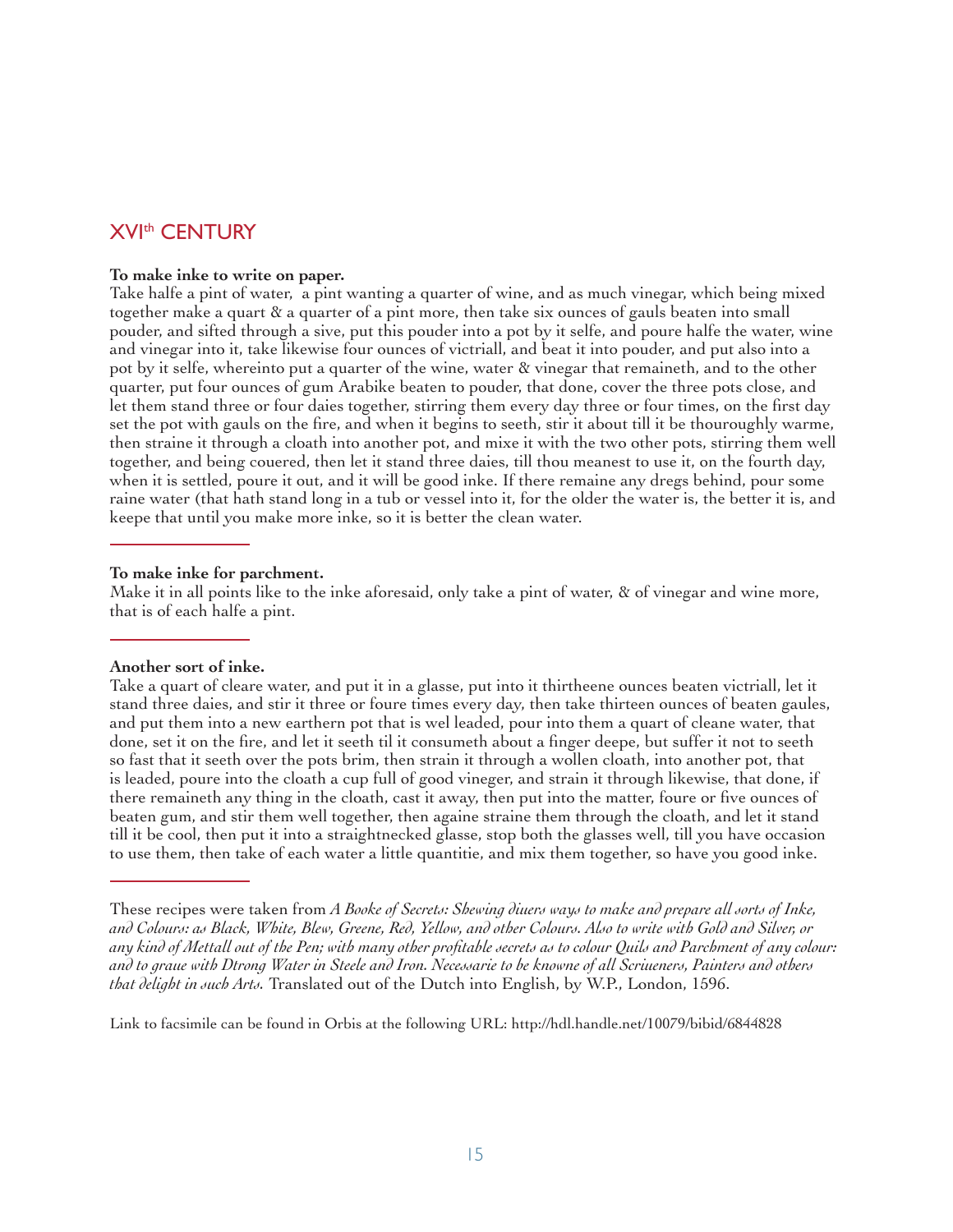## XVI[th] CENTURY

**To make inke to write on paper.**
Take halfe a pint of water, a pint wanting a quarter of wine, and as much vinegar, which being mixed together make a quart & a quarter of a pint more, then take six ounces of gauls beaten into small pouder, and sifted through a sive, put this pouder into a pot by it selfe, and poure halfe the water, wine and vinegar into it, take likewise four ounces of victriall, and beat it into pouder, and put also into a pot by it selfe, whereinto put a quarter of the wine, water & vinegar that remaineth, and to the other quarter, put four ounces of gum Arabike beaten to pouder, that done, cover the three pots close, and let them stand three or four daies together, stirring them every day three or four times, on the first day set the pot with gauls on the fire, and when it begins to seeth, stir it about till it be thouroughly warme, then straine it through a cloath into another pot, and mixe it with the two other pots, stirring them well together, and being couered, then let it stand three daies, till thou meanest to use it, on the fourth day, when it is settled, poure it out, and it will be good inke. If there remaine any dregs behind, pour some raine water (that hath stand long in a tub or vessel into it, for the older the water is, the better it is, and keepe that until you make more inke, so it is better the clean water.

**To make inke for parchment.**
Make it in all points like to the inke aforesaid, only take a pint of water, & of vinegar and wine more, that is of each halfe a pint.

**Another sort of inke.**
Take a quart of cleare water, and put it in a glasse, put into it thirtheene ounces beaten victriall, let it stand three daies, and stir it three or foure times every day, then take thirteen ounces of beaten gaules, and put them into a new earthern pot that is wel leaded, pour into them a quart of cleane water, that done, set it on the fire, and let it seeth til it consumeth about a finger deepe, but suffer it not to seeth so fast that it seeth over the pots brim, then strain it through a wollen cloath, into another pot, that is leaded, poure into the cloath a cup full of good vineger, and strain it through likewise, that done, if there remaineth any thing in the cloath, cast it away, then put into the matter, foure or five ounces of beaten gum, and stir them well together, then againe straine them through the cloath, and let it stand till it be cool, then put it into a straightnecked glasse, stop both the glasses well, till you have occasion to use them, then take of each water a little quantitie, and mix them together, so have you good inke.

These recipes were taken from *A Booke of Secrets: Shewing diuers ways to make and prepare all sorts of Inke, and Colours: as Black, White, Blew, Greene, Red, Yellow, and other Colours. Also to write with Gold and Silver, or any kind of Mettall out of the Pen; with many other profitable secrets as to colour Quils and Parchment of any colour: and to graue with Dtrong Water in Steele and Iron. Necessarie to be knowne of all Scriueners, Painters and others that delight in such Arts.* Translated out of the Dutch into English, by W.P., London, 1596.

Link to facsimile can be found in Orbis at the following URL: http://hdl.handle.net/10079/bibid/6844828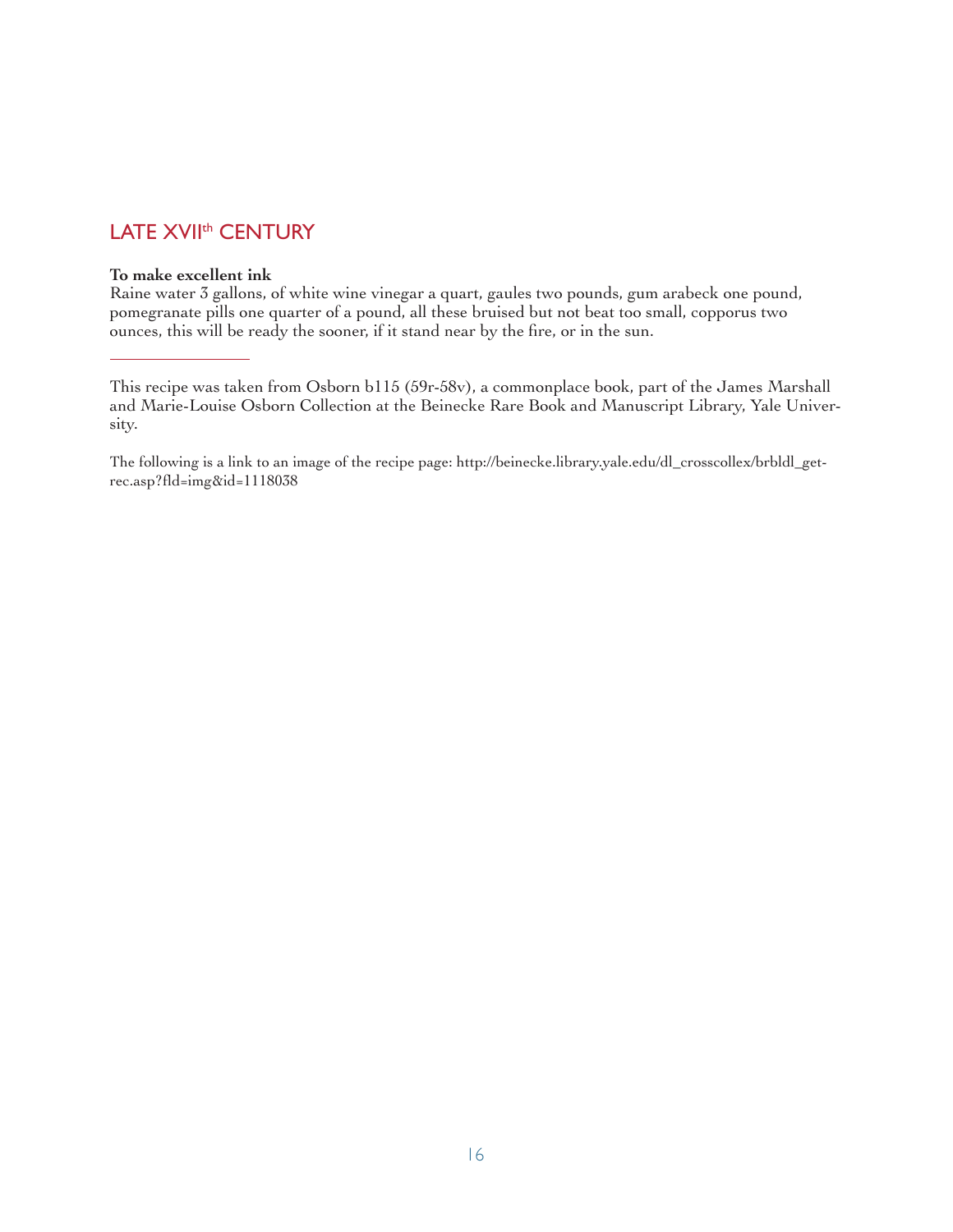## LATE XVII$^{th}$ CENTURY

**To make excellent ink**

Raine water 3 gallons, of white wine vinegar a quart, gaules two pounds, gum arabeck one pound, pomegranate pills one quarter of a pound, all these bruised but not beat too small, copporus two ounces, this will be ready the sooner, if it stand near by the fire, or in the sun.

---

This recipe was taken from Osborn b115 (59r-58v), a commonplace book, part of the James Marshall and Marie-Louise Osborn Collection at the Beinecke Rare Book and Manuscript Library, Yale University.

The following is a link to an image of the recipe page: http://beinecke.library.yale.edu/dl_crosscollex/brbldl_getrec.asp?fld=img&id=1118038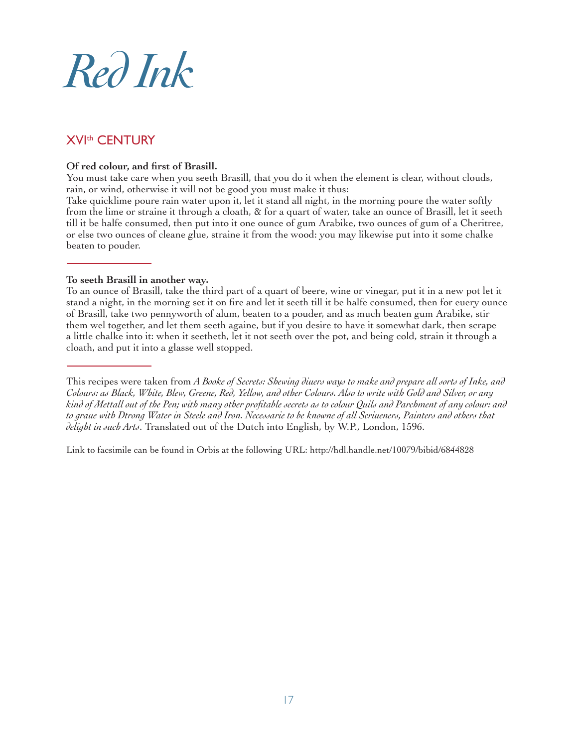# Red Ink

## XVI[th] CENTURY

**Of red colour, and first of Brasill.**
You must take care when you seeth Brasill, that you do it when the element is clear, without clouds, rain, or wind, otherwise it will not be good you must make it thus:
Take quicklime poure rain water upon it, let it stand all night, in the morning poure the water softly from the lime or straine it through a cloath, & for a quart of water, take an ounce of Brasill, let it seeth till it be halfe consumed, then put into it one ounce of gum Arabike, two ounces of gum of a Cheritree, or else two ounces of cleane glue, straine it from the wood: you may likewise put into it some chalke beaten to pouder.

---

**To seeth Brasill in another way.**
To an ounce of Brasill, take the third part of a quart of beere, wine or vinegar, put it in a new pot let it stand a night, in the morning set it on fire and let it seeth till it be halfe consumed, then for euery ounce of Brasill, take two pennyworth of alum, beaten to a pouder, and as much beaten gum Arabike, stir them wel together, and let them seeth againe, but if you desire to have it somewhat dark, then scrape a little chalke into it: when it seetheth, let it not seeth over the pot, and being cold, strain it through a cloath, and put it into a glasse well stopped.

---

This recipes were taken from *A Booke of Secrets: Shewing diuers ways to make and prepare all sorts of Inke, and Colours: as Black, White, Blew, Greene, Red, Yellow, and other Colours. Also to write with Gold and Silver, or any kind of Mettall out of the Pen; with many other profitable secrets as to colour Quils and Parchment of any colour: and to graue with Dtrong Water in Steele and Iron. Necessarie to be knowne of all Scriueners, Painters and others that delight in such Arts*. Translated out of the Dutch into English, by W.P., London, 1596.

Link to facsimile can be found in Orbis at the following URL: http://hdl.handle.net/10079/bibid/6844828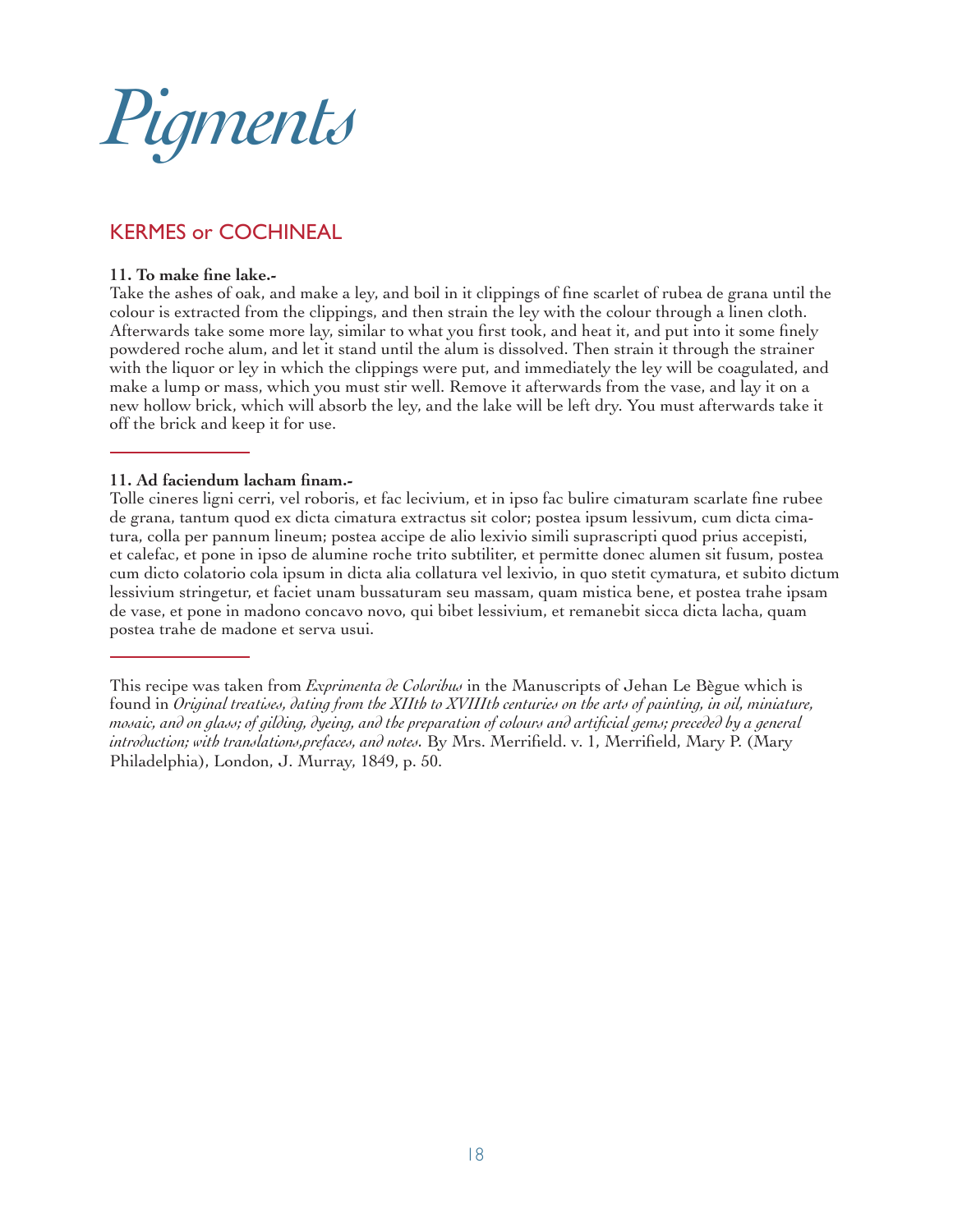# *Pigments*

## KERMES or COCHINEAL

**11. To make fine lake.-**
Take the ashes of oak, and make a ley, and boil in it clippings of fine scarlet of rubea de grana until the colour is extracted from the clippings, and then strain the ley with the colour through a linen cloth. Afterwards take some more lay, similar to what you first took, and heat it, and put into it some finely powdered roche alum, and let it stand until the alum is dissolved. Then strain it through the strainer with the liquor or ley in which the clippings were put, and immediately the ley will be coagulated, and make a lump or mass, which you must stir well. Remove it afterwards from the vase, and lay it on a new hollow brick, which will absorb the ley, and the lake will be left dry. You must afterwards take it off the brick and keep it for use.

---

**11. Ad faciendum lacham finam.-**
Tolle cineres ligni cerri, vel roboris, et fac lecivium, et in ipso fac bulire cimaturam scarlate fine rubee de grana, tantum quod ex dicta cimatura extractus sit color; postea ipsum lessivum, cum dicta cimatura, colla per pannum lineum; postea accipe de alio lexivio simili suprascripti quod prius accepisti, et calefac, et pone in ipso de alumine roche trito subtiliter, et permitte donec alumen sit fusum, postea cum dicto colatorio cola ipsum in dicta alia collatura vel lexivio, in quo stetit cymatura, et subito dictum lessivium stringetur, et faciet unam bussaturam seu massam, quam mistica bene, et postea trahe ipsam de vase, et pone in madono concavo novo, qui bibet lessivium, et remanebit sicca dicta lacha, quam postea trahe de madone et serva usui.

---

This recipe was taken from *Exprimenta de Coloribus* in the Manuscripts of Jehan Le Bègue which is found in *Original treatises, dating from the XIIth to XVIIIth centuries on the arts of painting, in oil, miniature, mosaic, and on glass; of gilding, dyeing, and the preparation of colours and artificial gems; preceded by a general introduction; with translations,prefaces, and notes*. By Mrs. Merrifield. v. 1, Merrifield, Mary P. (Mary Philadelphia), London, J. Murray, 1849, p. 50.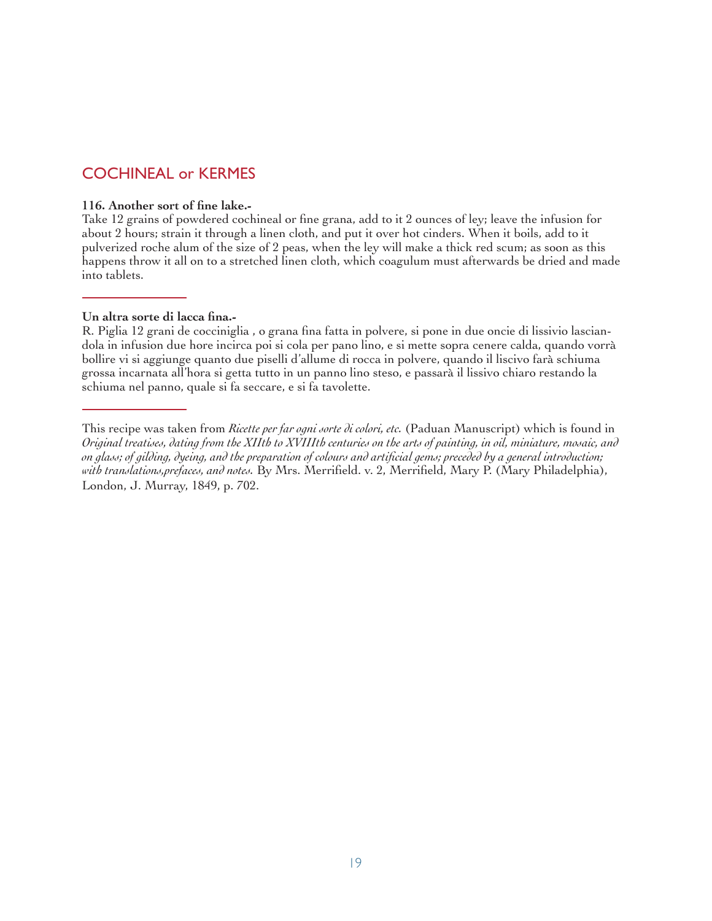## COCHINEAL or KERMES

**116. Another sort of fine lake.-**

Take 12 grains of powdered cochineal or fine grana, add to it 2 ounces of ley; leave the infusion for about 2 hours; strain it through a linen cloth, and put it over hot cinders. When it boils, add to it pulverized roche alum of the size of 2 peas, when the ley will make a thick red scum; as soon as this happens throw it all on to a stretched linen cloth, which coagulum must afterwards be dried and made into tablets.

---

**Un altra sorte di lacca fina.-**

R. Piglia 12 grani de cocciniglia , o grana fina fatta in polvere, si pone in due oncie di lissivio lasciandola in infusion due hore incirca poi si cola per pano lino, e si mette sopra cenere calda, quando vorrà bollire vi si aggiunge quanto due piselli d'allume di rocca in polvere, quando il liscivo farà schiuma grossa incarnata all'hora si getta tutto in un panno lino steso, e passarà il lissivo chiaro restando la schiuma nel panno, quale si fa seccare, e si fa tavolette.

---

This recipe was taken from *Ricette per far ogni sorte di colori, etc.* (Paduan Manuscript) which is found in *Original treatises, dating from the XIIth to XVIIIth centuries on the arts of painting, in oil, miniature, mosaic, and on glass; of gilding, dyeing, and the preparation of colours and artificial gems; preceded by a general introduction; with translations,prefaces, and notes.* By Mrs. Merrifield. v. 2, Merrifield, Mary P. (Mary Philadelphia), London, J. Murray, 1849, p. 702.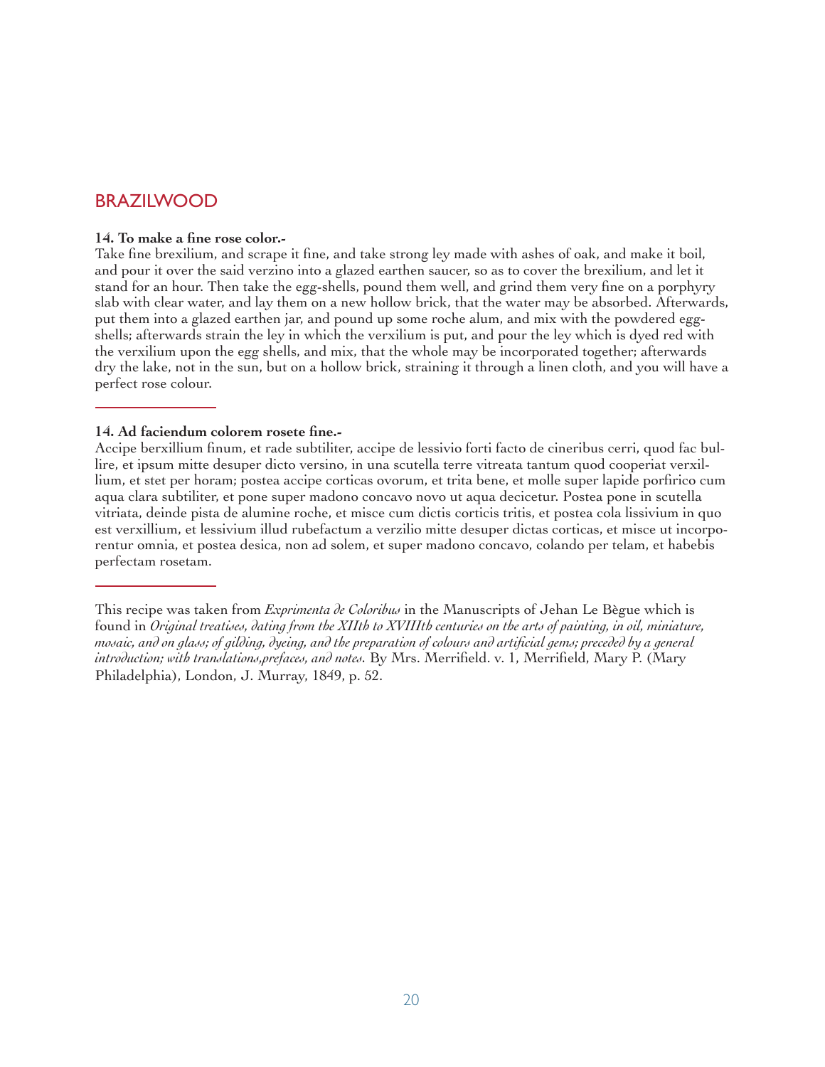## BRAZILWOOD

**14. To make a fine rose color.-**

Take fine brexilium, and scrape it fine, and take strong ley made with ashes of oak, and make it boil, and pour it over the said verzino into a glazed earthen saucer, so as to cover the brexilium, and let it stand for an hour. Then take the egg-shells, pound them well, and grind them very fine on a porphyry slab with clear water, and lay them on a new hollow brick, that the water may be absorbed. Afterwards, put them into a glazed earthen jar, and pound up some roche alum, and mix with the powdered egg-shells; afterwards strain the ley in which the verxilium is put, and pour the ley which is dyed red with the verxilium upon the egg shells, and mix, that the whole may be incorporated together; afterwards dry the lake, not in the sun, but on a hollow brick, straining it through a linen cloth, and you will have a perfect rose colour.

---

**14. Ad faciendum colorem rosete fine.-**

Accipe berxillium finum, et rade subtiliter, accipe de lessivio forti facto de cineribus cerri, quod fac bullire, et ipsum mitte desuper dicto versino, in una scutella terre vitreata tantum quod cooperiat verxillium, et stet per horam; postea accipe corticas ovorum, et trita bene, et molle super lapide porfirico cum aqua clara subtiliter, et pone super madono concavo novo ut aqua decicetur. Postea pone in scutella vitriata, deinde pista de alumine roche, et misce cum dictis corticis tritis, et postea cola lissivium in quo est verxillium, et lessivium illud rubefactum a verzilio mitte desuper dictas corticas, et misce ut incorporentur omnia, et postea desica, non ad solem, et super madono concavo, colando per telam, et habebis perfectam rosetam.

---

This recipe was taken from *Exprimenta de Coloribus* in the Manuscripts of Jehan Le Bègue which is found in *Original treatises, dating from the XIIth to XVIIIth centuries on the arts of painting, in oil, miniature, mosaic, and on glass; of gilding, dyeing, and the preparation of colours and artificial gems; preceded by a general introduction; with translations,prefaces, and notes.* By Mrs. Merrifield. v. 1, Merrifield, Mary P. (Mary Philadelphia), London, J. Murray, 1849, p. 52.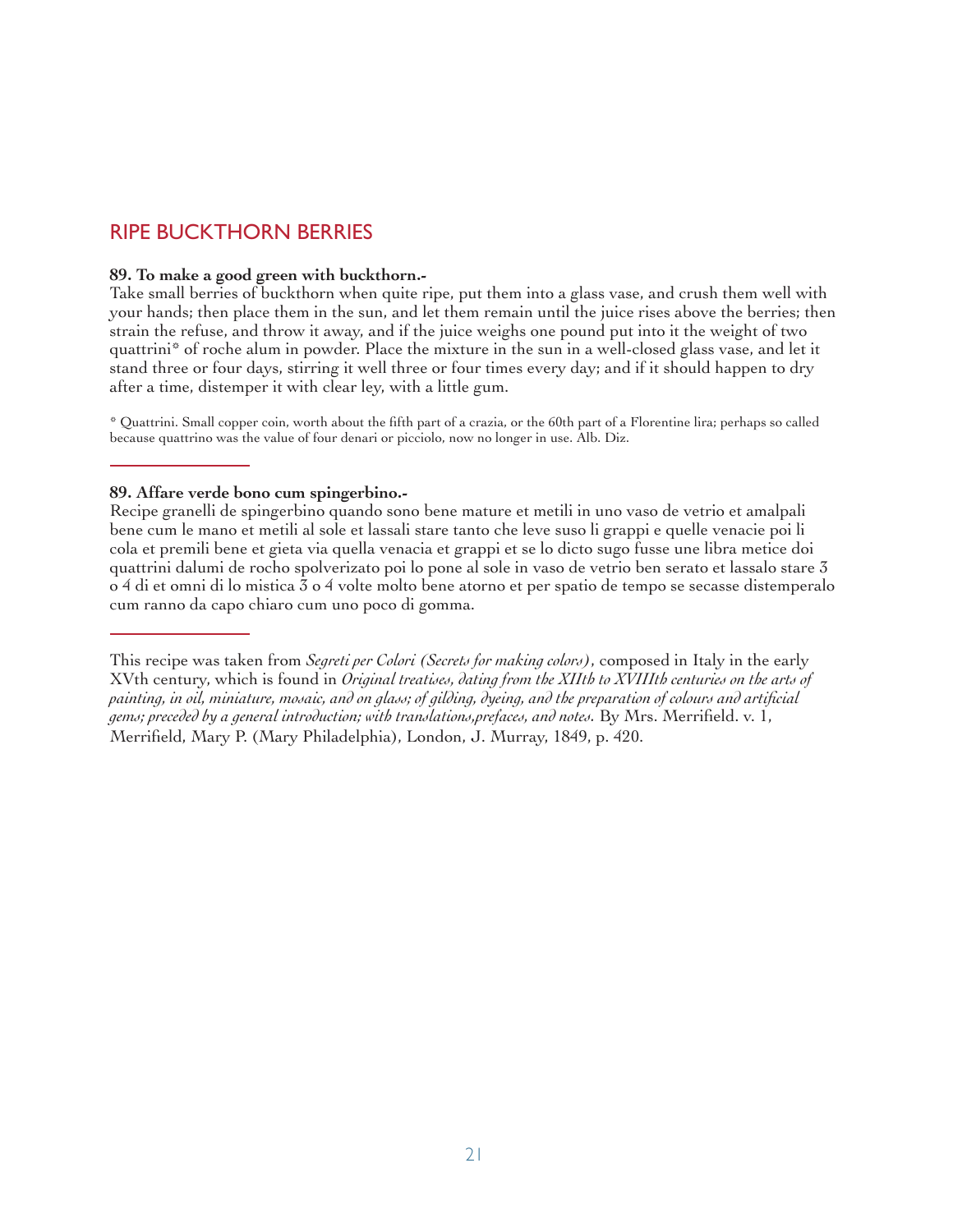## RIPE BUCKTHORN BERRIES

**89. To make a good green with buckthorn.-**
Take small berries of buckthorn when quite ripe, put them into a glass vase, and crush them well with your hands; then place them in the sun, and let them remain until the juice rises above the berries; then strain the refuse, and throw it away, and if the juice weighs one pound put into it the weight of two quattrini* of roche alum in powder. Place the mixture in the sun in a well-closed glass vase, and let it stand three or four days, stirring it well three or four times every day; and if it should happen to dry after a time, distemper it with clear ley, with a little gum.

* Quattrini. Small copper coin, worth about the fifth part of a crazia, or the 60th part of a Florentine lira; perhaps so called because quattrino was the value of four denari or picciolo, now no longer in use. Alb. Diz.

---

**89. Affare verde bono cum spingerbino.-**
Recipe granelli de spingerbino quando sono bene mature et metili in uno vaso de vetrio et amalpali bene cum le mano et metili al sole et lassali stare tanto che leve suso li grappi e quelle venacie poi li cola et premili bene et gieta via quella venacia et grappi et se lo dicto sugo fusse une libra metice doi quattrini dalumi de rocho spolverizato poi lo pone al sole in vaso de vetrio ben serato et lassalo stare 3 o 4 di et omni di lo mistica 3 o 4 volte molto bene atorno et per spatio de tempo se secasse distemperalo cum ranno da capo chiaro cum uno poco di gomma.

---

This recipe was taken from *Segreti per Colori (Secrets for making colors)*, composed in Italy in the early XVth century, which is found in *Original treatises, dating from the XIIth to XVIIIth centuries on the arts of painting, in oil, miniature, mosaic, and on glass; of gilding, dyeing, and the preparation of colours and artificial gems; preceded by a general introduction; with translations,prefaces, and notes*. By Mrs. Merrifield. v. 1, Merrifield, Mary P. (Mary Philadelphia), London, J. Murray, 1849, p. 420.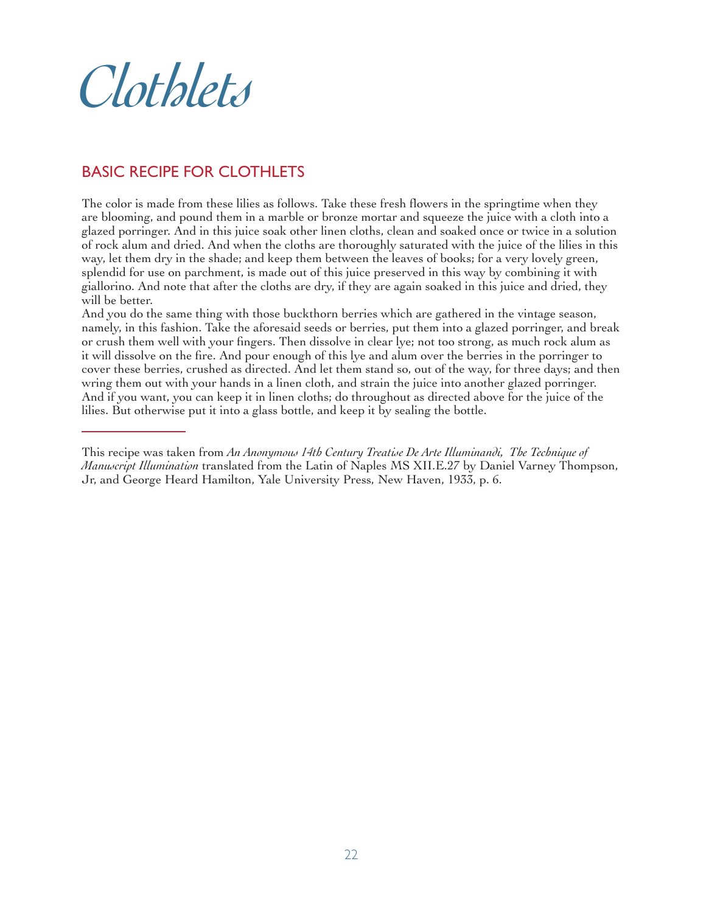# Clothlets

## BASIC RECIPE FOR CLOTHLETS

The color is made from these lilies as follows. Take these fresh flowers in the springtime when they are blooming, and pound them in a marble or bronze mortar and squeeze the juice with a cloth into a glazed porringer. And in this juice soak other linen cloths, clean and soaked once or twice in a solution of rock alum and dried. And when the cloths are thoroughly saturated with the juice of the lilies in this way, let them dry in the shade; and keep them between the leaves of books; for a very lovely green, splendid for use on parchment, is made out of this juice preserved in this way by combining it with giallorino. And note that after the cloths are dry, if they are again soaked in this juice and dried, they will be better.

And you do the same thing with those buckthorn berries which are gathered in the vintage season, namely, in this fashion. Take the aforesaid seeds or berries, put them into a glazed porringer, and break or crush them well with your fingers. Then dissolve in clear lye; not too strong, as much rock alum as it will dissolve on the fire. And pour enough of this lye and alum over the berries in the porringer to cover these berries, crushed as directed. And let them stand so, out of the way, for three days; and then wring them out with your hands in a linen cloth, and strain the juice into another glazed porringer. And if you want, you can keep it in linen cloths; do throughout as directed above for the juice of the lilies. But otherwise put it into a glass bottle, and keep it by sealing the bottle.

---

This recipe was taken from *An Anonymous 14th Century Treatise De Arte Illuminandi, The Technique of Manuscript Illumination* translated from the Latin of Naples MS XII.E.27 by Daniel Varney Thompson, Jr, and George Heard Hamilton, Yale University Press, New Haven, 1933, p. 6.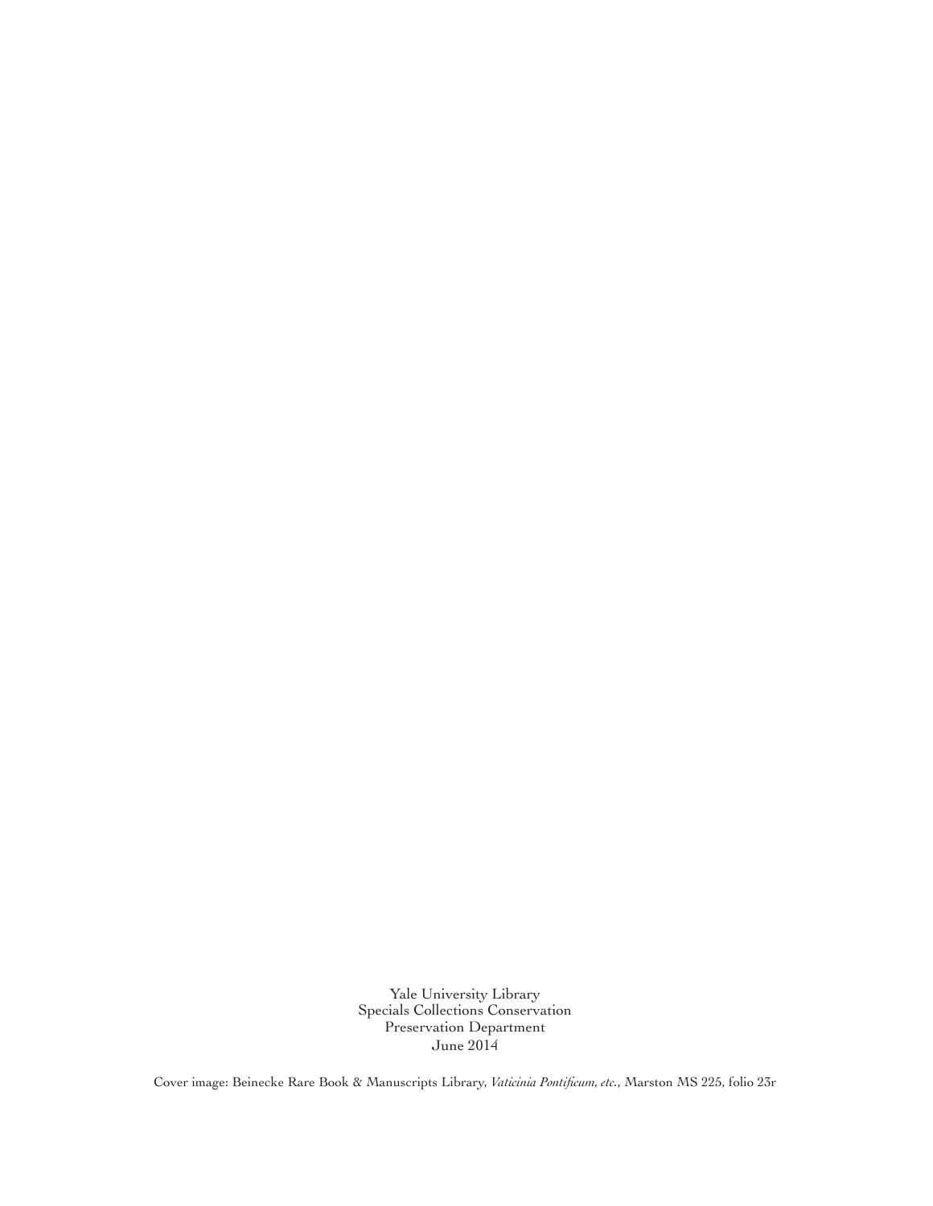Yale University Library
Specials Collections Conservation
Preservation Department
June 2014

Cover image: Beinecke Rare Book & Manuscripts Library, *Vaticinia Pontificum, etc.*, Marston MS 225, folio 23r